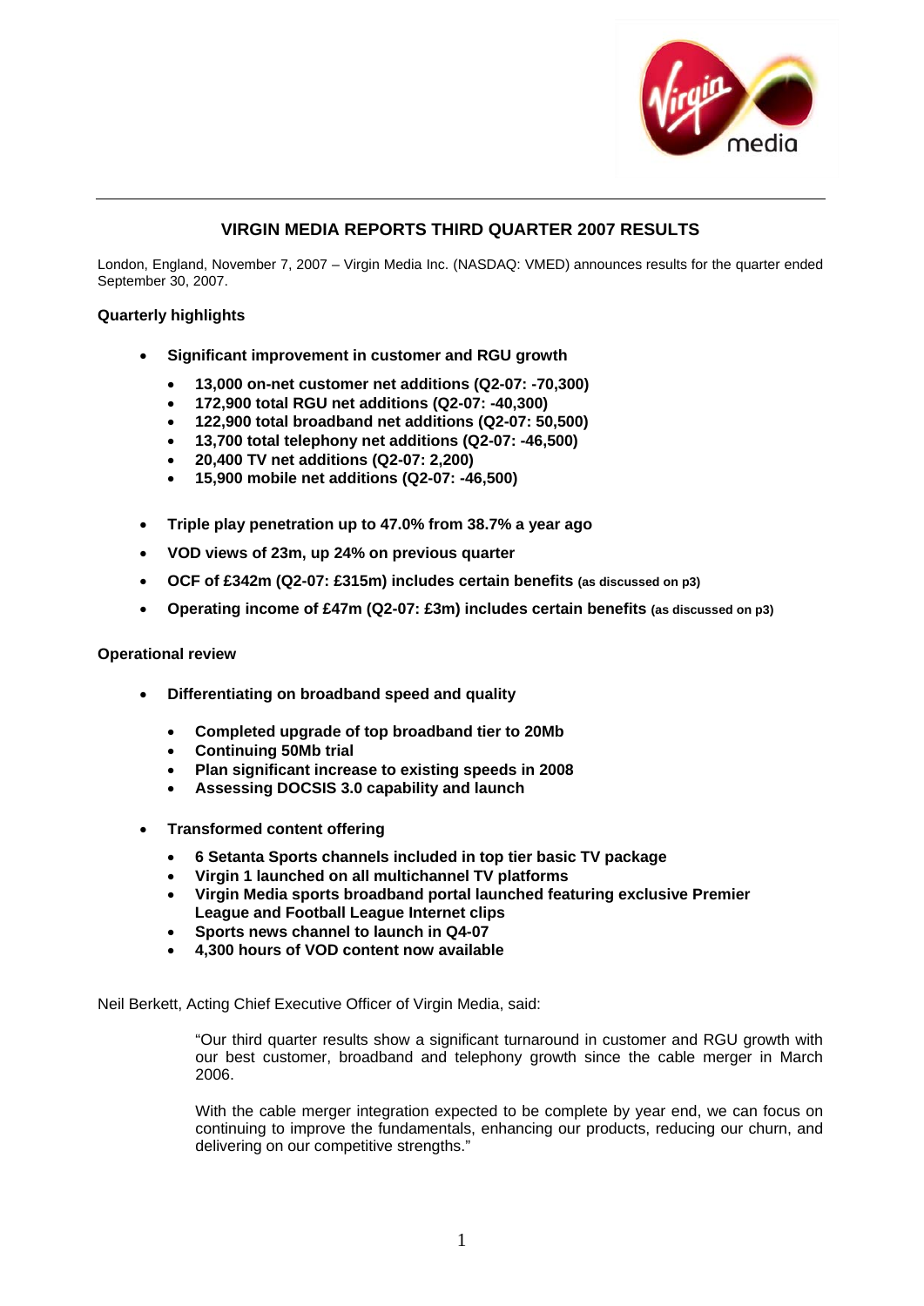# VIRGIN MEDIA REPORTS THIRD QUARTER 2007 RESULTS

London, England, November 7, 2007 – Virgin Media Inc. (NASDAQ: VMED) announces results for the quarter ended September 30, 2007.

**Quarterly highlights**

- **Significant improvement in customer and RGU growth**
  - **13,000 on-net customer net additions (Q2-07: -70,300)**
  - **172,900 total RGU net additions (Q2-07: -40,300)**
  - **122,900 total broadband net additions (Q2-07: 50,500)**
  - **13,700 total telephony net additions (Q2-07: -46,500)**
  - **20,400 TV net additions (Q2-07: 2,200)**
  - **15,900 mobile net additions (Q2-07: -46,500)**
- **Triple play penetration up to 47.0% from 38.7% a year ago**
- **VOD views of 23m, up 24% on previous quarter**
- **OCF of £342m (Q2-07: £315m) includes certain benefits (as discussed on p3)**
- **Operating income of £47m (Q2-07: £3m) includes certain benefits (as discussed on p3)**

**Operational review**

- **Differentiating on broadband speed and quality**
  - **Completed upgrade of top broadband tier to 20Mb**
  - **Continuing 50Mb trial**
  - **Plan significant increase to existing speeds in 2008**
  - **Assessing DOCSIS 3.0 capability and launch**
- **Transformed content offering**
  - **6 Setanta Sports channels included in top tier basic TV package**
  - **Virgin 1 launched on all multichannel TV platforms**
  - **Virgin Media sports broadband portal launched featuring exclusive Premier League and Football League Internet clips**
  - **Sports news channel to launch in Q4-07**
  - **4,300 hours of VOD content now available**

Neil Berkett, Acting Chief Executive Officer of Virgin Media, said:

> "Our third quarter results show a significant turnaround in customer and RGU growth with our best customer, broadband and telephony growth since the cable merger in March 2006.
>
> With the cable merger integration expected to be complete by year end, we can focus on continuing to improve the fundamentals, enhancing our products, reducing our churn, and delivering on our competitive strengths."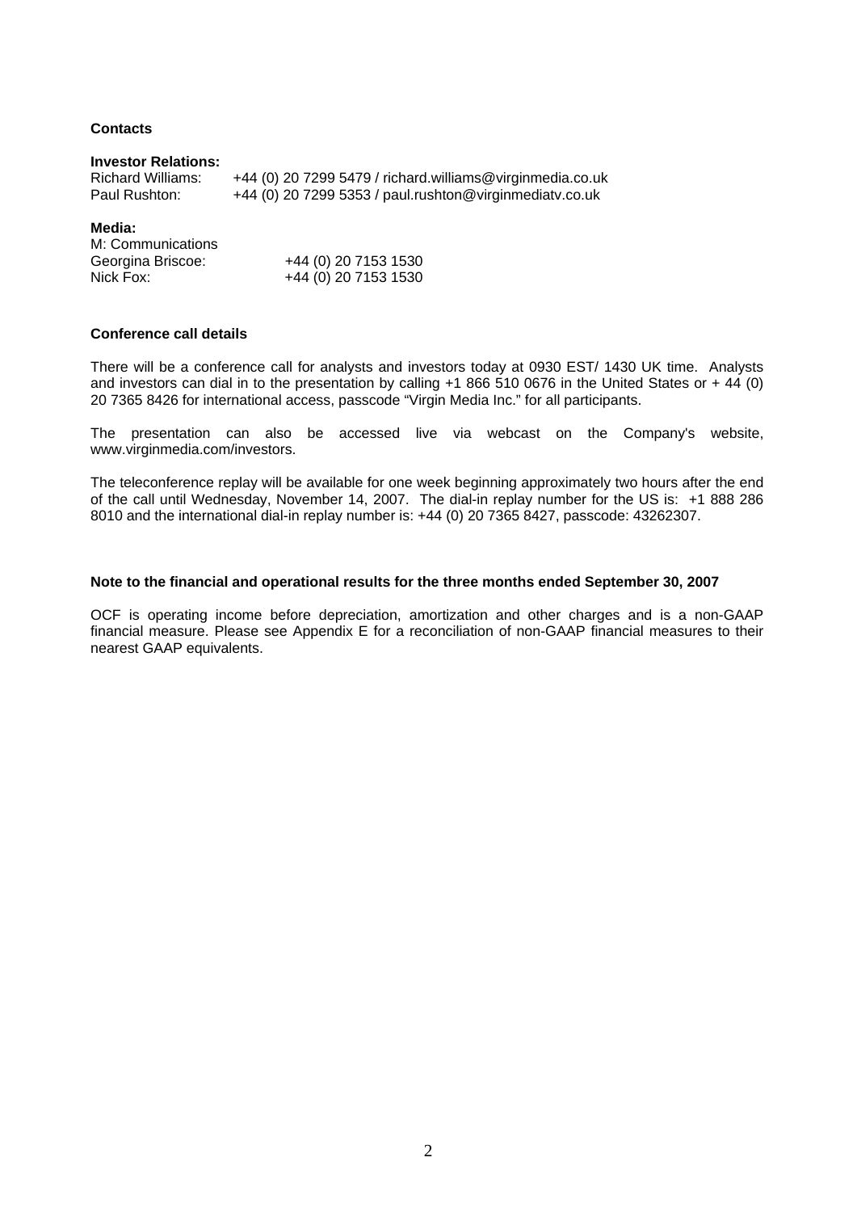**Contacts**

**Investor Relations:**

| | |
|---|---|
| Richard Williams: | +44 (0) 20 7299 5479 / richard.williams@virginmedia.co.uk |
| Paul Rushton: | +44 (0) 20 7299 5353 / paul.rushton@virginmediatv.co.uk |

**Media:**

M: Communications

| | |
|---|---|
| Georgina Briscoe: | +44 (0) 20 7153 1530 |
| Nick Fox: | +44 (0) 20 7153 1530 |

**Conference call details**

There will be a conference call for analysts and investors today at 0930 EST/ 1430 UK time. Analysts and investors can dial in to the presentation by calling +1 866 510 0676 in the United States or + 44 (0) 20 7365 8426 for international access, passcode "Virgin Media Inc." for all participants.

The presentation can also be accessed live via webcast on the Company's website, www.virginmedia.com/investors.

The teleconference replay will be available for one week beginning approximately two hours after the end of the call until Wednesday, November 14, 2007. The dial-in replay number for the US is: +1 888 286 8010 and the international dial-in replay number is: +44 (0) 20 7365 8427, passcode: 43262307.

**Note to the financial and operational results for the three months ended September 30, 2007**

OCF is operating income before depreciation, amortization and other charges and is a non-GAAP financial measure. Please see Appendix E for a reconciliation of non-GAAP financial measures to their nearest GAAP equivalents.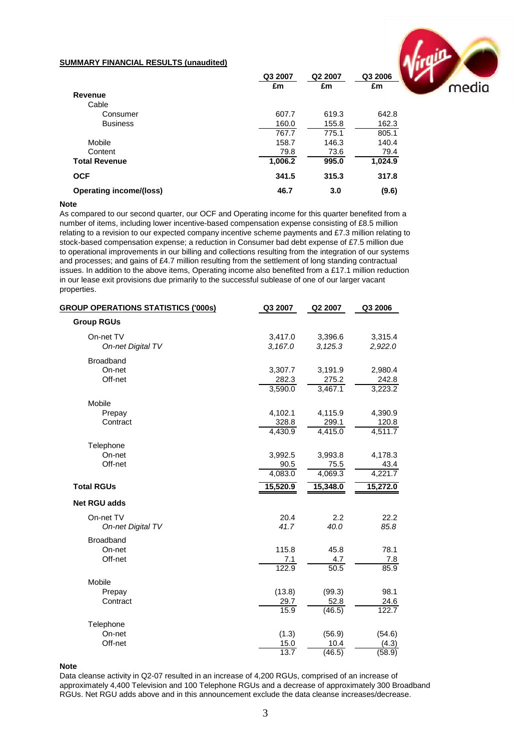**SUMMARY FINANCIAL RESULTS (unaudited)**

| | Q3 2007 £m | Q2 2007 £m | Q3 2006 £m |
|---|---|---|---|
| **Revenue** | | | |
| Cable | | | |
| Consumer | 607.7 | 619.3 | 642.8 |
| Business | 160.0 | 155.8 | 162.3 |
| | 767.7 | 775.1 | 805.1 |
| Mobile | 158.7 | 146.3 | 140.4 |
| Content | 79.8 | 73.6 | 79.4 |
| **Total Revenue** | **1,006.2** | **995.0** | **1,024.9** |
| **OCF** | **341.5** | **315.3** | **317.8** |
| **Operating income/(loss)** | **46.7** | **3.0** | **(9.6)** |

**Note**

As compared to our second quarter, our OCF and Operating income for this quarter benefited from a number of items, including lower incentive-based compensation expense consisting of £8.5 million relating to a revision to our expected company incentive scheme payments and £7.3 million relating to stock-based compensation expense; a reduction in Consumer bad debt expense of £7.5 million due to operational improvements in our billing and collections resulting from the integration of our systems and processes; and gains of £4.7 million resulting from the settlement of long standing contractual issues. In addition to the above items, Operating income also benefited from a £17.1 million reduction in our lease exit provisions due primarily to the successful sublease of one of our larger vacant properties.

| **GROUP OPERATIONS STATISTICS ('000s)** | Q3 2007 | Q2 2007 | Q3 2006 |
|---|---|---|---|
| **Group RGUs** | | | |
| On-net TV | 3,417.0 | 3,396.6 | 3,315.4 |
| *On-net Digital TV* | *3,167.0* | *3,125.3* | *2,922.0* |
| Broadband | | | |
| On-net | 3,307.7 | 3,191.9 | 2,980.4 |
| Off-net | 282.3 | 275.2 | 242.8 |
| | 3,590.0 | 3,467.1 | 3,223.2 |
| Mobile | | | |
| Prepay | 4,102.1 | 4,115.9 | 4,390.9 |
| Contract | 328.8 | 299.1 | 120.8 |
| | 4,430.9 | 4,415.0 | 4,511.7 |
| Telephone | | | |
| On-net | 3,992.5 | 3,993.8 | 4,178.3 |
| Off-net | 90.5 | 75.5 | 43.4 |
| | 4,083.0 | 4,069.3 | 4,221.7 |
| **Total RGUs** | **15,520.9** | **15,348.0** | **15,272.0** |
| **Net RGU adds** | | | |
| On-net TV | 20.4 | 2.2 | 22.2 |
| *On-net Digital TV* | *41.7* | *40.0* | *85.8* |
| Broadband | | | |
| On-net | 115.8 | 45.8 | 78.1 |
| Off-net | 7.1 | 4.7 | 7.8 |
| | 122.9 | 50.5 | 85.9 |
| Mobile | | | |
| Prepay | (13.8) | (99.3) | 98.1 |
| Contract | 29.7 | 52.8 | 24.6 |
| | 15.9 | (46.5) | 122.7 |
| Telephone | | | |
| On-net | (1.3) | (56.9) | (54.6) |
| Off-net | 15.0 | 10.4 | (4.3) |
| | 13.7 | (46.5) | (58.9) |

**Note**

Data cleanse activity in Q2-07 resulted in an increase of 4,200 RGUs, comprised of an increase of approximately 4,400 Television and 100 Telephone RGUs and a decrease of approximately 300 Broadband RGUs. Net RGU adds above and in this announcement exclude the data cleanse increases/decrease.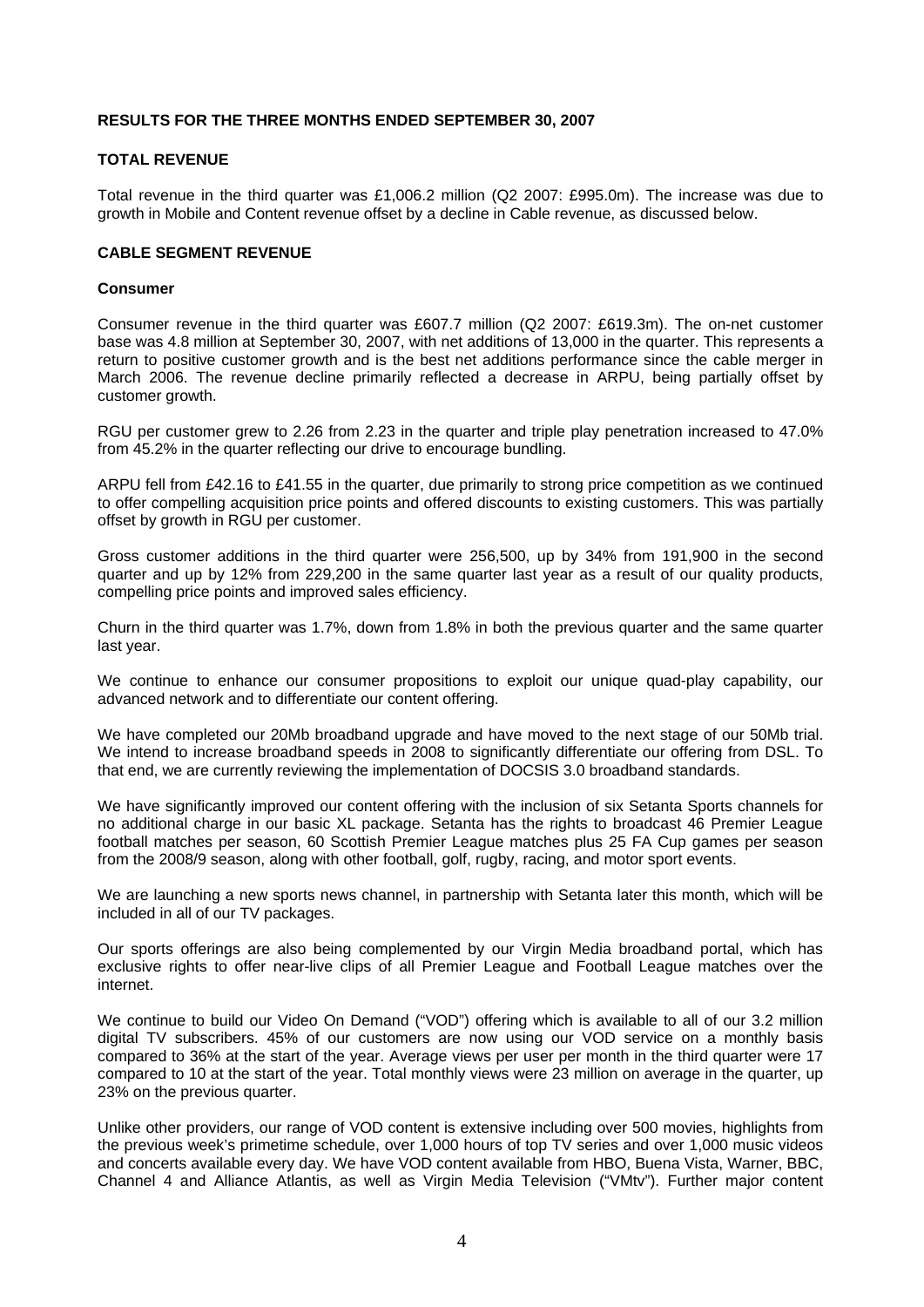## RESULTS FOR THE THREE MONTHS ENDED SEPTEMBER 30, 2007

### TOTAL REVENUE

Total revenue in the third quarter was £1,006.2 million (Q2 2007: £995.0m). The increase was due to growth in Mobile and Content revenue offset by a decline in Cable revenue, as discussed below.

### CABLE SEGMENT REVENUE

#### Consumer

Consumer revenue in the third quarter was £607.7 million (Q2 2007: £619.3m). The on-net customer base was 4.8 million at September 30, 2007, with net additions of 13,000 in the quarter. This represents a return to positive customer growth and is the best net additions performance since the cable merger in March 2006. The revenue decline primarily reflected a decrease in ARPU, being partially offset by customer growth.

RGU per customer grew to 2.26 from 2.23 in the quarter and triple play penetration increased to 47.0% from 45.2% in the quarter reflecting our drive to encourage bundling.

ARPU fell from £42.16 to £41.55 in the quarter, due primarily to strong price competition as we continued to offer compelling acquisition price points and offered discounts to existing customers. This was partially offset by growth in RGU per customer.

Gross customer additions in the third quarter were 256,500, up by 34% from 191,900 in the second quarter and up by 12% from 229,200 in the same quarter last year as a result of our quality products, compelling price points and improved sales efficiency.

Churn in the third quarter was 1.7%, down from 1.8% in both the previous quarter and the same quarter last year.

We continue to enhance our consumer propositions to exploit our unique quad-play capability, our advanced network and to differentiate our content offering.

We have completed our 20Mb broadband upgrade and have moved to the next stage of our 50Mb trial. We intend to increase broadband speeds in 2008 to significantly differentiate our offering from DSL. To that end, we are currently reviewing the implementation of DOCSIS 3.0 broadband standards.

We have significantly improved our content offering with the inclusion of six Setanta Sports channels for no additional charge in our basic XL package. Setanta has the rights to broadcast 46 Premier League football matches per season, 60 Scottish Premier League matches plus 25 FA Cup games per season from the 2008/9 season, along with other football, golf, rugby, racing, and motor sport events.

We are launching a new sports news channel, in partnership with Setanta later this month, which will be included in all of our TV packages.

Our sports offerings are also being complemented by our Virgin Media broadband portal, which has exclusive rights to offer near-live clips of all Premier League and Football League matches over the internet.

We continue to build our Video On Demand ("VOD") offering which is available to all of our 3.2 million digital TV subscribers. 45% of our customers are now using our VOD service on a monthly basis compared to 36% at the start of the year. Average views per user per month in the third quarter were 17 compared to 10 at the start of the year. Total monthly views were 23 million on average in the quarter, up 23% on the previous quarter.

Unlike other providers, our range of VOD content is extensive including over 500 movies, highlights from the previous week's primetime schedule, over 1,000 hours of top TV series and over 1,000 music videos and concerts available every day. We have VOD content available from HBO, Buena Vista, Warner, BBC, Channel 4 and Alliance Atlantis, as well as Virgin Media Television ("VMtv"). Further major content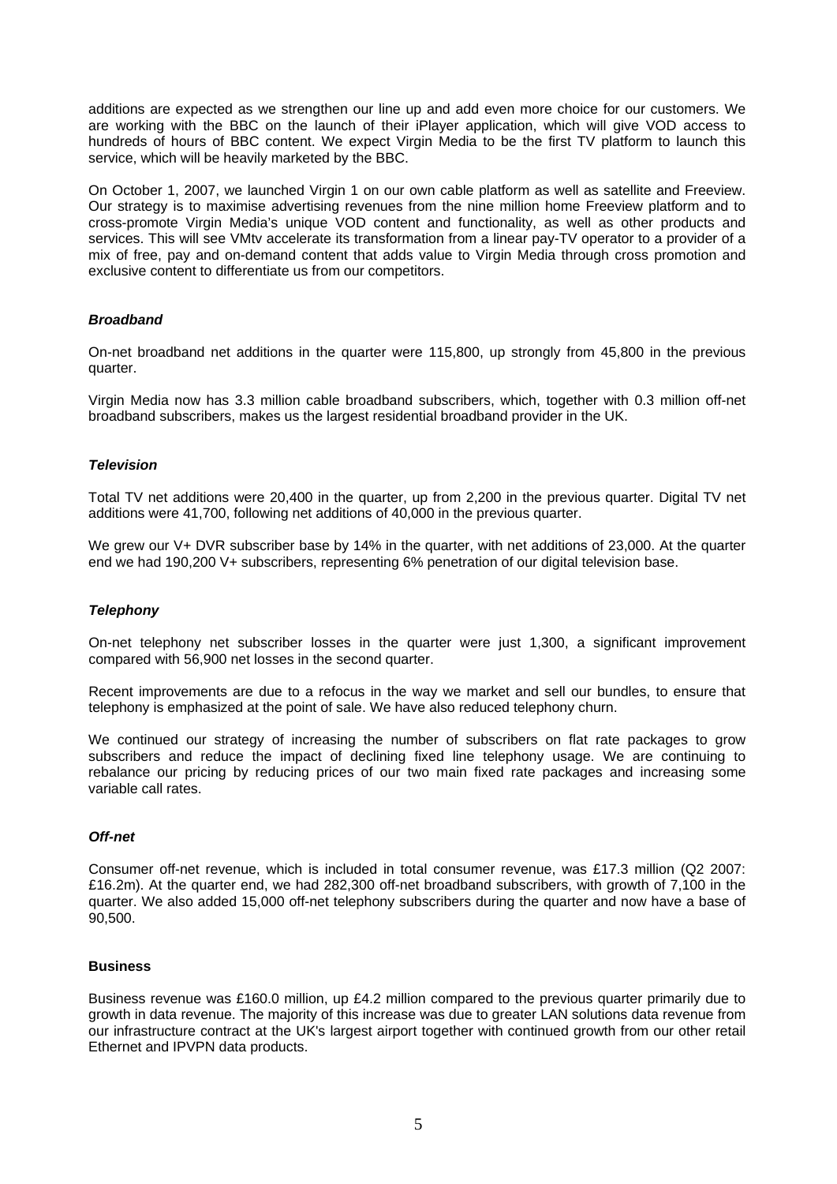additions are expected as we strengthen our line up and add even more choice for our customers. We are working with the BBC on the launch of their iPlayer application, which will give VOD access to hundreds of hours of BBC content. We expect Virgin Media to be the first TV platform to launch this service, which will be heavily marketed by the BBC.

On October 1, 2007, we launched Virgin 1 on our own cable platform as well as satellite and Freeview. Our strategy is to maximise advertising revenues from the nine million home Freeview platform and to cross-promote Virgin Media's unique VOD content and functionality, as well as other products and services. This will see VMtv accelerate its transformation from a linear pay-TV operator to a provider of a mix of free, pay and on-demand content that adds value to Virgin Media through cross promotion and exclusive content to differentiate us from our competitors.

### ***Broadband***

On-net broadband net additions in the quarter were 115,800, up strongly from 45,800 in the previous quarter.

Virgin Media now has 3.3 million cable broadband subscribers, which, together with 0.3 million off-net broadband subscribers, makes us the largest residential broadband provider in the UK.

### ***Television***

Total TV net additions were 20,400 in the quarter, up from 2,200 in the previous quarter. Digital TV net additions were 41,700, following net additions of 40,000 in the previous quarter.

We grew our V+ DVR subscriber base by 14% in the quarter, with net additions of 23,000. At the quarter end we had 190,200 V+ subscribers, representing 6% penetration of our digital television base.

### ***Telephony***

On-net telephony net subscriber losses in the quarter were just 1,300, a significant improvement compared with 56,900 net losses in the second quarter.

Recent improvements are due to a refocus in the way we market and sell our bundles, to ensure that telephony is emphasized at the point of sale. We have also reduced telephony churn.

We continued our strategy of increasing the number of subscribers on flat rate packages to grow subscribers and reduce the impact of declining fixed line telephony usage. We are continuing to rebalance our pricing by reducing prices of our two main fixed rate packages and increasing some variable call rates.

### ***Off-net***

Consumer off-net revenue, which is included in total consumer revenue, was £17.3 million (Q2 2007: £16.2m). At the quarter end, we had 282,300 off-net broadband subscribers, with growth of 7,100 in the quarter. We also added 15,000 off-net telephony subscribers during the quarter and now have a base of 90,500.

## **Business**

Business revenue was £160.0 million, up £4.2 million compared to the previous quarter primarily due to growth in data revenue. The majority of this increase was due to greater LAN solutions data revenue from our infrastructure contract at the UK's largest airport together with continued growth from our other retail Ethernet and IPVPN data products.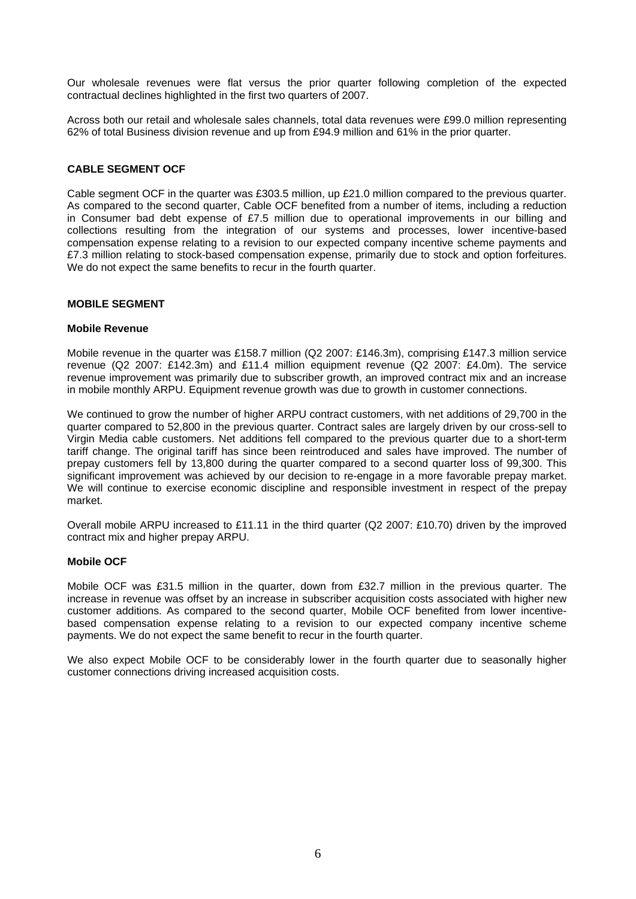Our wholesale revenues were flat versus the prior quarter following completion of the expected contractual declines highlighted in the first two quarters of 2007.

Across both our retail and wholesale sales channels, total data revenues were £99.0 million representing 62% of total Business division revenue and up from £94.9 million and 61% in the prior quarter.

**CABLE SEGMENT OCF**

Cable segment OCF in the quarter was £303.5 million, up £21.0 million compared to the previous quarter. As compared to the second quarter, Cable OCF benefited from a number of items, including a reduction in Consumer bad debt expense of £7.5 million due to operational improvements in our billing and collections resulting from the integration of our systems and processes, lower incentive-based compensation expense relating to a revision to our expected company incentive scheme payments and £7.3 million relating to stock-based compensation expense, primarily due to stock and option forfeitures. We do not expect the same benefits to recur in the fourth quarter.

**MOBILE SEGMENT**

**Mobile Revenue**

Mobile revenue in the quarter was £158.7 million (Q2 2007: £146.3m), comprising £147.3 million service revenue (Q2 2007: £142.3m) and £11.4 million equipment revenue (Q2 2007: £4.0m). The service revenue improvement was primarily due to subscriber growth, an improved contract mix and an increase in mobile monthly ARPU. Equipment revenue growth was due to growth in customer connections.

We continued to grow the number of higher ARPU contract customers, with net additions of 29,700 in the quarter compared to 52,800 in the previous quarter. Contract sales are largely driven by our cross-sell to Virgin Media cable customers. Net additions fell compared to the previous quarter due to a short-term tariff change. The original tariff has since been reintroduced and sales have improved. The number of prepay customers fell by 13,800 during the quarter compared to a second quarter loss of 99,300. This significant improvement was achieved by our decision to re-engage in a more favorable prepay market. We will continue to exercise economic discipline and responsible investment in respect of the prepay market.

Overall mobile ARPU increased to £11.11 in the third quarter (Q2 2007: £10.70) driven by the improved contract mix and higher prepay ARPU.

**Mobile OCF**

Mobile OCF was £31.5 million in the quarter, down from £32.7 million in the previous quarter. The increase in revenue was offset by an increase in subscriber acquisition costs associated with higher new customer additions. As compared to the second quarter, Mobile OCF benefited from lower incentive-based compensation expense relating to a revision to our expected company incentive scheme payments. We do not expect the same benefit to recur in the fourth quarter.

We also expect Mobile OCF to be considerably lower in the fourth quarter due to seasonally higher customer connections driving increased acquisition costs.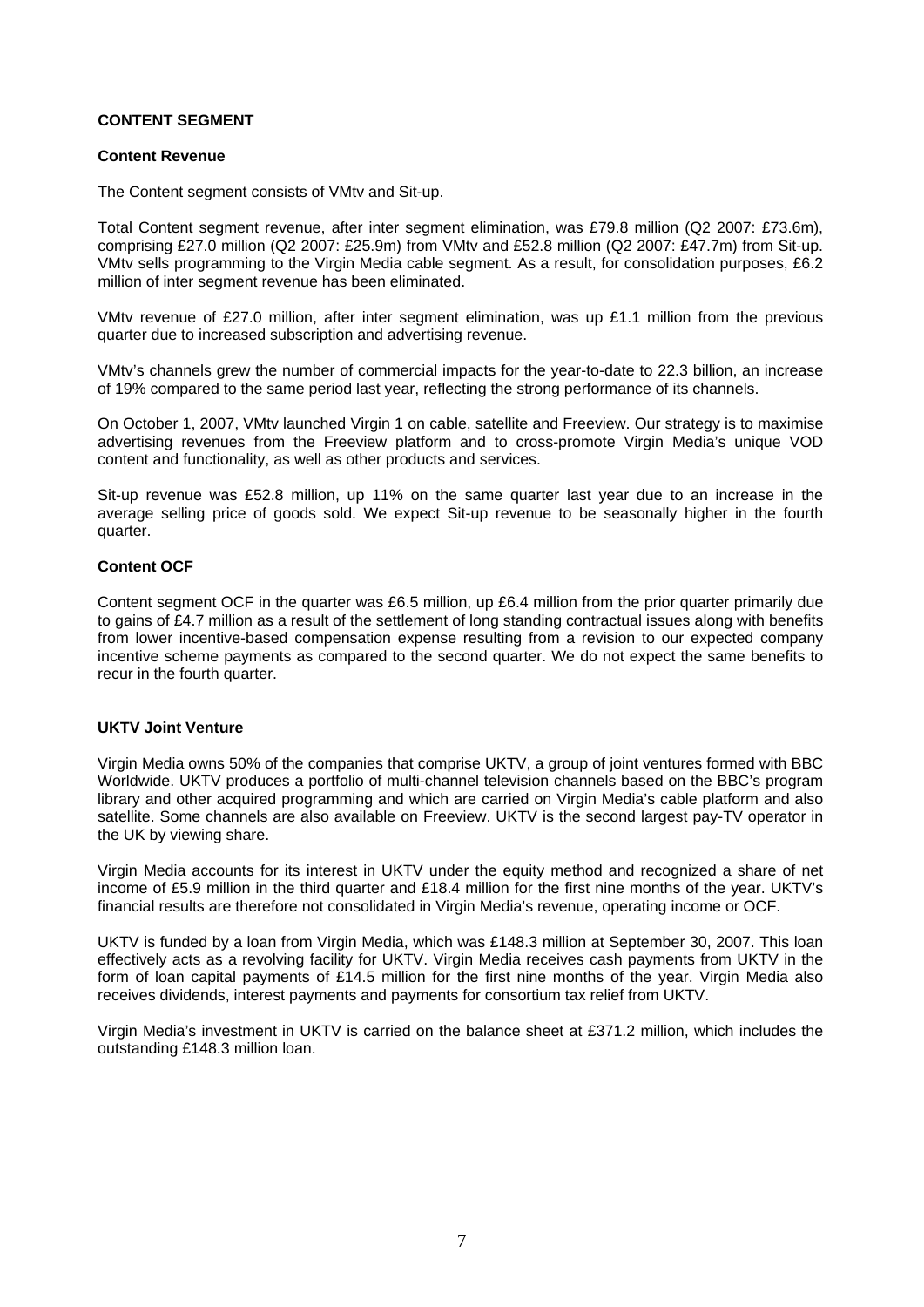## CONTENT SEGMENT

### Content Revenue

The Content segment consists of VMtv and Sit-up.

Total Content segment revenue, after inter segment elimination, was £79.8 million (Q2 2007: £73.6m), comprising £27.0 million (Q2 2007: £25.9m) from VMtv and £52.8 million (Q2 2007: £47.7m) from Sit-up. VMtv sells programming to the Virgin Media cable segment. As a result, for consolidation purposes, £6.2 million of inter segment revenue has been eliminated.

VMtv revenue of £27.0 million, after inter segment elimination, was up £1.1 million from the previous quarter due to increased subscription and advertising revenue.

VMtv's channels grew the number of commercial impacts for the year-to-date to 22.3 billion, an increase of 19% compared to the same period last year, reflecting the strong performance of its channels.

On October 1, 2007, VMtv launched Virgin 1 on cable, satellite and Freeview. Our strategy is to maximise advertising revenues from the Freeview platform and to cross-promote Virgin Media's unique VOD content and functionality, as well as other products and services.

Sit-up revenue was £52.8 million, up 11% on the same quarter last year due to an increase in the average selling price of goods sold. We expect Sit-up revenue to be seasonally higher in the fourth quarter.

### Content OCF

Content segment OCF in the quarter was £6.5 million, up £6.4 million from the prior quarter primarily due to gains of £4.7 million as a result of the settlement of long standing contractual issues along with benefits from lower incentive-based compensation expense resulting from a revision to our expected company incentive scheme payments as compared to the second quarter. We do not expect the same benefits to recur in the fourth quarter.

### UKTV Joint Venture

Virgin Media owns 50% of the companies that comprise UKTV, a group of joint ventures formed with BBC Worldwide. UKTV produces a portfolio of multi-channel television channels based on the BBC's program library and other acquired programming and which are carried on Virgin Media's cable platform and also satellite. Some channels are also available on Freeview. UKTV is the second largest pay-TV operator in the UK by viewing share.

Virgin Media accounts for its interest in UKTV under the equity method and recognized a share of net income of £5.9 million in the third quarter and £18.4 million for the first nine months of the year. UKTV's financial results are therefore not consolidated in Virgin Media's revenue, operating income or OCF.

UKTV is funded by a loan from Virgin Media, which was £148.3 million at September 30, 2007. This loan effectively acts as a revolving facility for UKTV. Virgin Media receives cash payments from UKTV in the form of loan capital payments of £14.5 million for the first nine months of the year. Virgin Media also receives dividends, interest payments and payments for consortium tax relief from UKTV.

Virgin Media's investment in UKTV is carried on the balance sheet at £371.2 million, which includes the outstanding £148.3 million loan.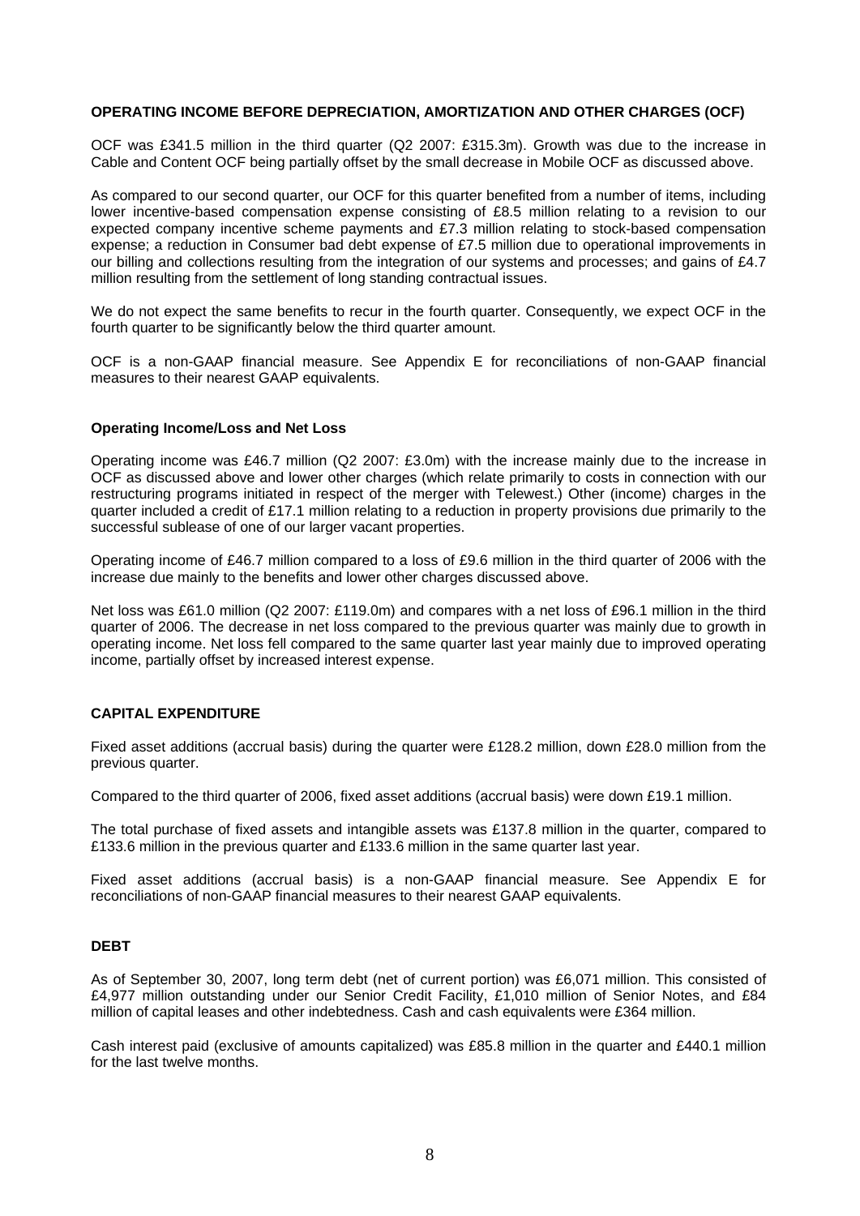## OPERATING INCOME BEFORE DEPRECIATION, AMORTIZATION AND OTHER CHARGES (OCF)

OCF was £341.5 million in the third quarter (Q2 2007: £315.3m). Growth was due to the increase in Cable and Content OCF being partially offset by the small decrease in Mobile OCF as discussed above.

As compared to our second quarter, our OCF for this quarter benefited from a number of items, including lower incentive-based compensation expense consisting of £8.5 million relating to a revision to our expected company incentive scheme payments and £7.3 million relating to stock-based compensation expense; a reduction in Consumer bad debt expense of £7.5 million due to operational improvements in our billing and collections resulting from the integration of our systems and processes; and gains of £4.7 million resulting from the settlement of long standing contractual issues.

We do not expect the same benefits to recur in the fourth quarter. Consequently, we expect OCF in the fourth quarter to be significantly below the third quarter amount.

OCF is a non-GAAP financial measure. See Appendix E for reconciliations of non-GAAP financial measures to their nearest GAAP equivalents.

### Operating Income/Loss and Net Loss

Operating income was £46.7 million (Q2 2007: £3.0m) with the increase mainly due to the increase in OCF as discussed above and lower other charges (which relate primarily to costs in connection with our restructuring programs initiated in respect of the merger with Telewest.) Other (income) charges in the quarter included a credit of £17.1 million relating to a reduction in property provisions due primarily to the successful sublease of one of our larger vacant properties.

Operating income of £46.7 million compared to a loss of £9.6 million in the third quarter of 2006 with the increase due mainly to the benefits and lower other charges discussed above.

Net loss was £61.0 million (Q2 2007: £119.0m) and compares with a net loss of £96.1 million in the third quarter of 2006. The decrease in net loss compared to the previous quarter was mainly due to growth in operating income. Net loss fell compared to the same quarter last year mainly due to improved operating income, partially offset by increased interest expense.

## CAPITAL EXPENDITURE

Fixed asset additions (accrual basis) during the quarter were £128.2 million, down £28.0 million from the previous quarter.

Compared to the third quarter of 2006, fixed asset additions (accrual basis) were down £19.1 million.

The total purchase of fixed assets and intangible assets was £137.8 million in the quarter, compared to £133.6 million in the previous quarter and £133.6 million in the same quarter last year.

Fixed asset additions (accrual basis) is a non-GAAP financial measure. See Appendix E for reconciliations of non-GAAP financial measures to their nearest GAAP equivalents.

## DEBT

As of September 30, 2007, long term debt (net of current portion) was £6,071 million. This consisted of £4,977 million outstanding under our Senior Credit Facility, £1,010 million of Senior Notes, and £84 million of capital leases and other indebtedness. Cash and cash equivalents were £364 million.

Cash interest paid (exclusive of amounts capitalized) was £85.8 million in the quarter and £440.1 million for the last twelve months.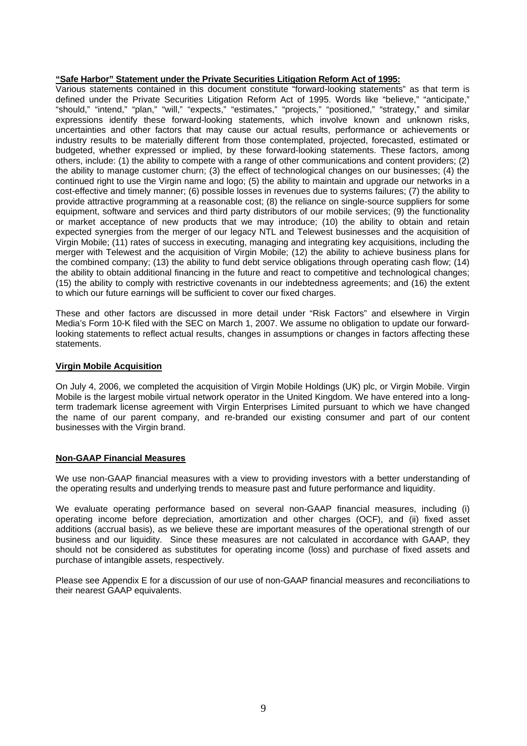**"Safe Harbor" Statement under the Private Securities Litigation Reform Act of 1995:**

Various statements contained in this document constitute "forward-looking statements" as that term is defined under the Private Securities Litigation Reform Act of 1995. Words like "believe," "anticipate," "should," "intend," "plan," "will," "expects," "estimates," "projects," "positioned," "strategy," and similar expressions identify these forward-looking statements, which involve known and unknown risks, uncertainties and other factors that may cause our actual results, performance or achievements or industry results to be materially different from those contemplated, projected, forecasted, estimated or budgeted, whether expressed or implied, by these forward-looking statements. These factors, among others, include: (1) the ability to compete with a range of other communications and content providers; (2) the ability to manage customer churn; (3) the effect of technological changes on our businesses; (4) the continued right to use the Virgin name and logo; (5) the ability to maintain and upgrade our networks in a cost-effective and timely manner; (6) possible losses in revenues due to systems failures; (7) the ability to provide attractive programming at a reasonable cost; (8) the reliance on single-source suppliers for some equipment, software and services and third party distributors of our mobile services; (9) the functionality or market acceptance of new products that we may introduce; (10) the ability to obtain and retain expected synergies from the merger of our legacy NTL and Telewest businesses and the acquisition of Virgin Mobile; (11) rates of success in executing, managing and integrating key acquisitions, including the merger with Telewest and the acquisition of Virgin Mobile; (12) the ability to achieve business plans for the combined company; (13) the ability to fund debt service obligations through operating cash flow; (14) the ability to obtain additional financing in the future and react to competitive and technological changes; (15) the ability to comply with restrictive covenants in our indebtedness agreements; and (16) the extent to which our future earnings will be sufficient to cover our fixed charges.

These and other factors are discussed in more detail under "Risk Factors" and elsewhere in Virgin Media's Form 10-K filed with the SEC on March 1, 2007. We assume no obligation to update our forward-looking statements to reflect actual results, changes in assumptions or changes in factors affecting these statements.

**Virgin Mobile Acquisition**

On July 4, 2006, we completed the acquisition of Virgin Mobile Holdings (UK) plc, or Virgin Mobile. Virgin Mobile is the largest mobile virtual network operator in the United Kingdom. We have entered into a long-term trademark license agreement with Virgin Enterprises Limited pursuant to which we have changed the name of our parent company, and re-branded our existing consumer and part of our content businesses with the Virgin brand.

**Non-GAAP Financial Measures**

We use non-GAAP financial measures with a view to providing investors with a better understanding of the operating results and underlying trends to measure past and future performance and liquidity.

We evaluate operating performance based on several non-GAAP financial measures, including (i) operating income before depreciation, amortization and other charges (OCF), and (ii) fixed asset additions (accrual basis), as we believe these are important measures of the operational strength of our business and our liquidity. Since these measures are not calculated in accordance with GAAP, they should not be considered as substitutes for operating income (loss) and purchase of fixed assets and purchase of intangible assets, respectively.

Please see Appendix E for a discussion of our use of non-GAAP financial measures and reconciliations to their nearest GAAP equivalents.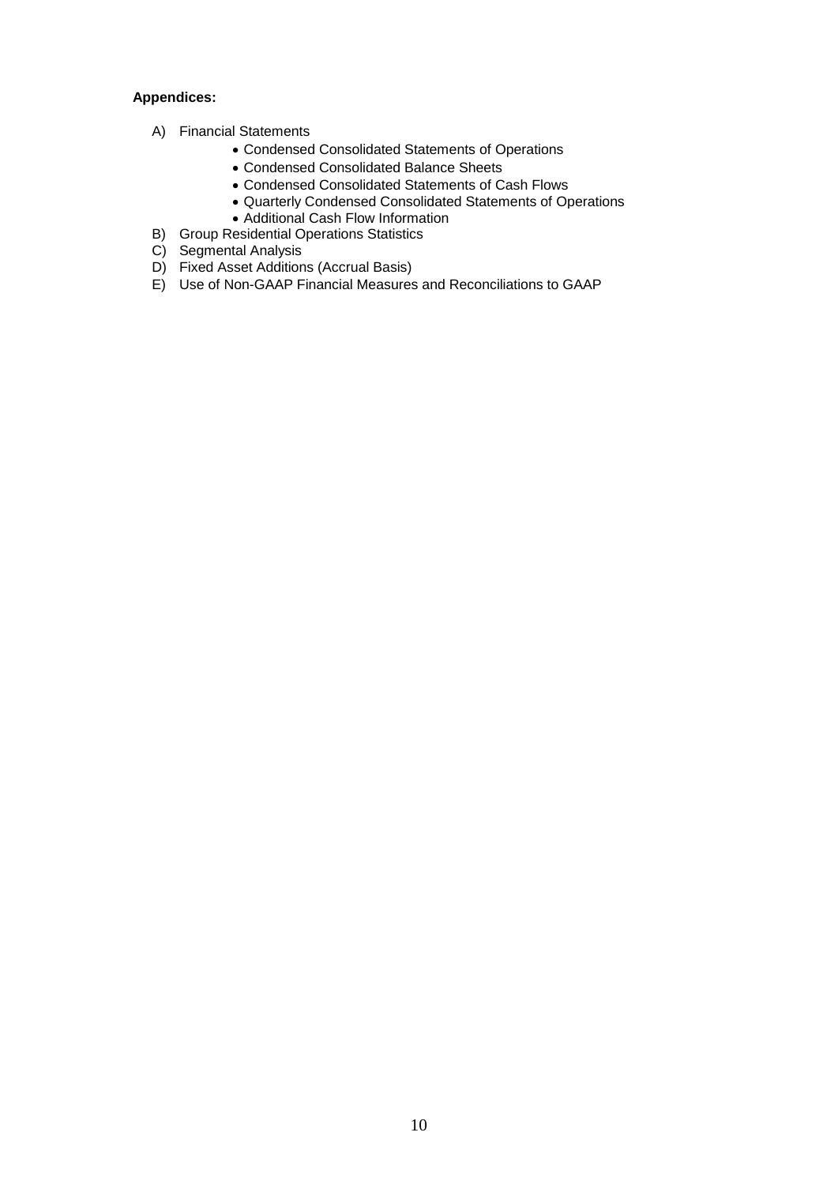**Appendices:**

A) Financial Statements
   - Condensed Consolidated Statements of Operations
   - Condensed Consolidated Balance Sheets
   - Condensed Consolidated Statements of Cash Flows
   - Quarterly Condensed Consolidated Statements of Operations
   - Additional Cash Flow Information

B) Group Residential Operations Statistics

C) Segmental Analysis

D) Fixed Asset Additions (Accrual Basis)

E) Use of Non-GAAP Financial Measures and Reconciliations to GAAP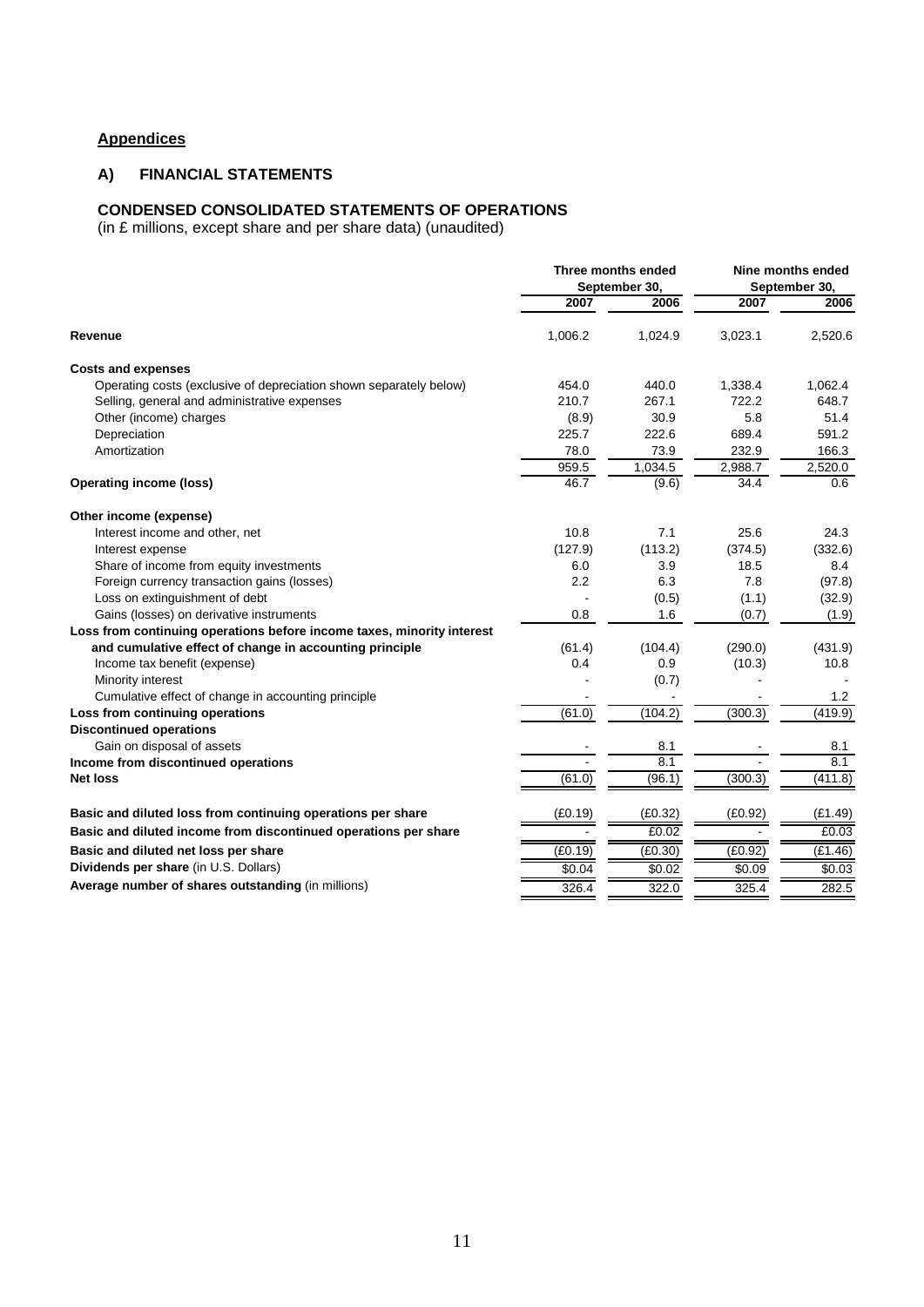## Appendices

### A) FINANCIAL STATEMENTS

### CONDENSED CONSOLIDATED STATEMENTS OF OPERATIONS

(in £ millions, except share and per share data) (unaudited)

| | Three months ended September 30, | | Nine months ended September 30, | |
|---|---|---|---|---|
| | 2007 | 2006 | 2007 | 2006 |
| **Revenue** | 1,006.2 | 1,024.9 | 3,023.1 | 2,520.6 |
| **Costs and expenses** | | | | |
| Operating costs (exclusive of depreciation shown separately below) | 454.0 | 440.0 | 1,338.4 | 1,062.4 |
| Selling, general and administrative expenses | 210.7 | 267.1 | 722.2 | 648.7 |
| Other (income) charges | (8.9) | 30.9 | 5.8 | 51.4 |
| Depreciation | 225.7 | 222.6 | 689.4 | 591.2 |
| Amortization | 78.0 | 73.9 | 232.9 | 166.3 |
| | 959.5 | 1,034.5 | 2,988.7 | 2,520.0 |
| **Operating income (loss)** | 46.7 | (9.6) | 34.4 | 0.6 |
| **Other income (expense)** | | | | |
| Interest income and other, net | 10.8 | 7.1 | 25.6 | 24.3 |
| Interest expense | (127.9) | (113.2) | (374.5) | (332.6) |
| Share of income from equity investments | 6.0 | 3.9 | 18.5 | 8.4 |
| Foreign currency transaction gains (losses) | 2.2 | 6.3 | 7.8 | (97.8) |
| Loss on extinguishment of debt | - | (0.5) | (1.1) | (32.9) |
| Gains (losses) on derivative instruments | 0.8 | 1.6 | (0.7) | (1.9) |
| **Loss from continuing operations before income taxes, minority interest and cumulative effect of change in accounting principle** | (61.4) | (104.4) | (290.0) | (431.9) |
| Income tax benefit (expense) | 0.4 | 0.9 | (10.3) | 10.8 |
| Minority interest | - | (0.7) | - | - |
| Cumulative effect of change in accounting principle | - | - | - | 1.2 |
| **Loss from continuing operations** | (61.0) | (104.2) | (300.3) | (419.9) |
| **Discontinued operations** | | | | |
| Gain on disposal of assets | - | 8.1 | - | 8.1 |
| **Income from discontinued operations** | - | 8.1 | - | 8.1 |
| **Net loss** | (61.0) | (96.1) | (300.3) | (411.8) |
| **Basic and diluted loss from continuing operations per share** | (£0.19) | (£0.32) | (£0.92) | (£1.49) |
| **Basic and diluted income from discontinued operations per share** | - | £0.02 | - | £0.03 |
| **Basic and diluted net loss per share** | (£0.19) | (£0.30) | (£0.92) | (£1.46) |
| **Dividends per share** (in U.S. Dollars) | $0.04 | $0.02 | $0.09 | $0.03 |
| **Average number of shares outstanding** (in millions) | 326.4 | 322.0 | 325.4 | 282.5 |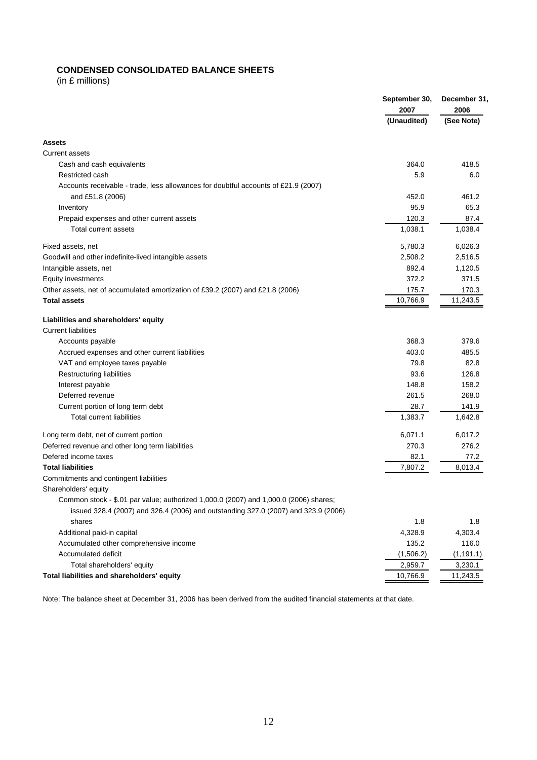## CONDENSED CONSOLIDATED BALANCE SHEETS

(in £ millions)

| | September 30, 2007 (Unaudited) | December 31, 2006 (See Note) |
|---|---|---|
| **Assets** | | |
| Current assets | | |
| Cash and cash equivalents | 364.0 | 418.5 |
| Restricted cash | 5.9 | 6.0 |
| Accounts receivable - trade, less allowances for doubtful accounts of £21.9 (2007) and £51.8 (2006) | 452.0 | 461.2 |
| Inventory | 95.9 | 65.3 |
| Prepaid expenses and other current assets | 120.3 | 87.4 |
| Total current assets | 1,038.1 | 1,038.4 |
| Fixed assets, net | 5,780.3 | 6,026.3 |
| Goodwill and other indefinite-lived intangible assets | 2,508.2 | 2,516.5 |
| Intangible assets, net | 892.4 | 1,120.5 |
| Equity investments | 372.2 | 371.5 |
| Other assets, net of accumulated amortization of £39.2 (2007) and £21.8 (2006) | 175.7 | 170.3 |
| **Total assets** | 10,766.9 | 11,243.5 |
| **Liabilities and shareholders' equity** | | |
| Current liabilities | | |
| Accounts payable | 368.3 | 379.6 |
| Accrued expenses and other current liabilities | 403.0 | 485.5 |
| VAT and employee taxes payable | 79.8 | 82.8 |
| Restructuring liabilities | 93.6 | 126.8 |
| Interest payable | 148.8 | 158.2 |
| Deferred revenue | 261.5 | 268.0 |
| Current portion of long term debt | 28.7 | 141.9 |
| Total current liabilities | 1,383.7 | 1,642.8 |
| Long term debt, net of current portion | 6,071.1 | 6,017.2 |
| Deferred revenue and other long term liabilities | 270.3 | 276.2 |
| Defered income taxes | 82.1 | 77.2 |
| **Total liabilities** | 7,807.2 | 8,013.4 |
| Commitments and contingent liabilities | | |
| Shareholders' equity | | |
| Common stock - $.01 par value; authorized 1,000.0 (2007) and 1,000.0 (2006) shares; issued 328.4 (2007) and 326.4 (2006) and outstanding 327.0 (2007) and 323.9 (2006) shares | 1.8 | 1.8 |
| Additional paid-in capital | 4,328.9 | 4,303.4 |
| Accumulated other comprehensive income | 135.2 | 116.0 |
| Accumulated deficit | (1,506.2) | (1,191.1) |
| Total shareholders' equity | 2,959.7 | 3,230.1 |
| **Total liabilities and shareholders' equity** | 10,766.9 | 11,243.5 |

Note: The balance sheet at December 31, 2006 has been derived from the audited financial statements at that date.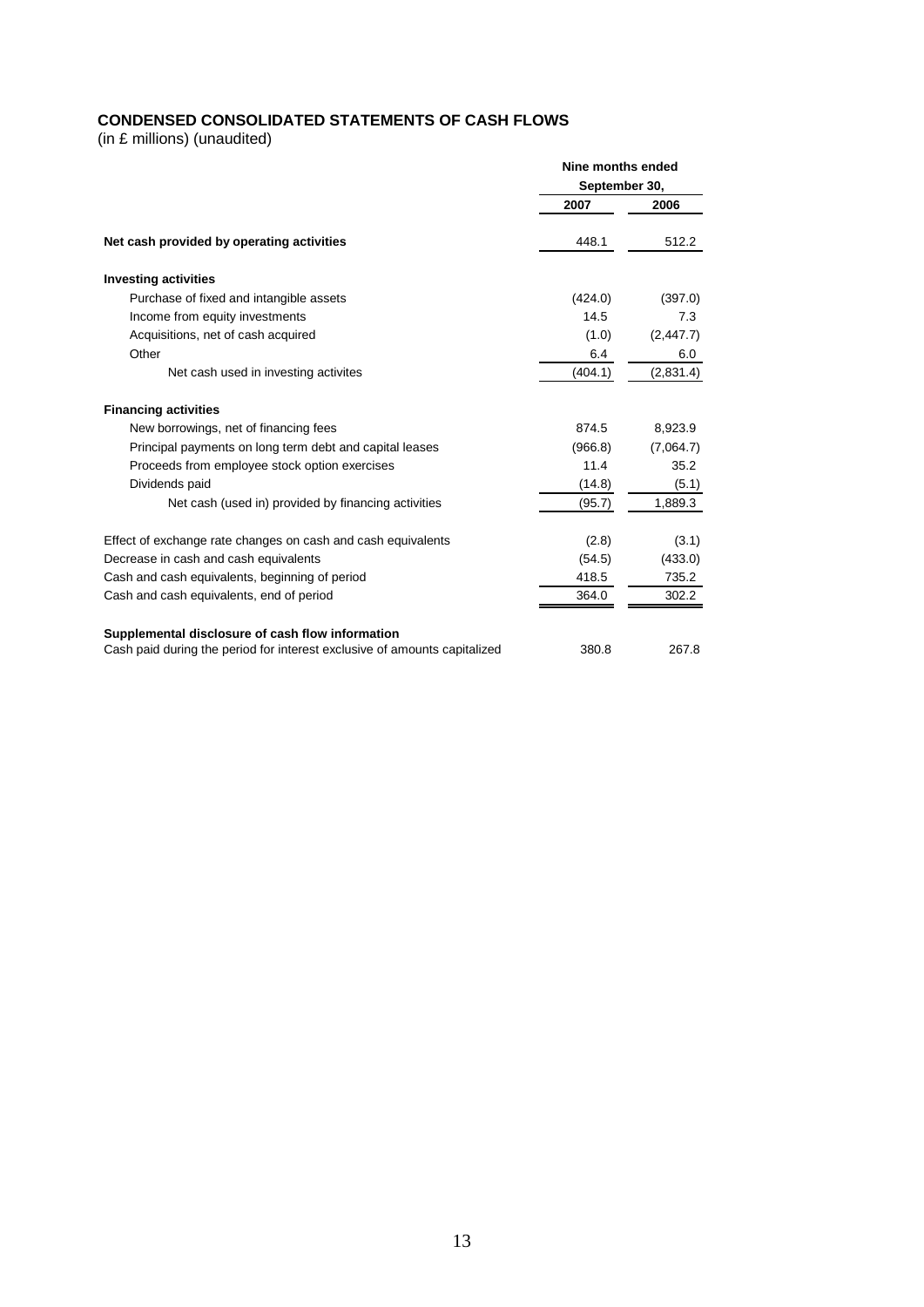**CONDENSED CONSOLIDATED STATEMENTS OF CASH FLOWS**

(in £ millions) (unaudited)

| | Nine months ended September 30, | |
|---|---|---|
| | 2007 | 2006 |
| **Net cash provided by operating activities** | 448.1 | 512.2 |
| **Investing activities** | | |
| Purchase of fixed and intangible assets | (424.0) | (397.0) |
| Income from equity investments | 14.5 | 7.3 |
| Acquisitions, net of cash acquired | (1.0) | (2,447.7) |
| Other | 6.4 | 6.0 |
| Net cash used in investing activites | (404.1) | (2,831.4) |
| **Financing activities** | | |
| New borrowings, net of financing fees | 874.5 | 8,923.9 |
| Principal payments on long term debt and capital leases | (966.8) | (7,064.7) |
| Proceeds from employee stock option exercises | 11.4 | 35.2 |
| Dividends paid | (14.8) | (5.1) |
| Net cash (used in) provided by financing activities | (95.7) | 1,889.3 |
| Effect of exchange rate changes on cash and cash equivalents | (2.8) | (3.1) |
| Decrease in cash and cash equivalents | (54.5) | (433.0) |
| Cash and cash equivalents, beginning of period | 418.5 | 735.2 |
| Cash and cash equivalents, end of period | 364.0 | 302.2 |
| **Supplemental disclosure of cash flow information** | | |
| Cash paid during the period for interest exclusive of amounts capitalized | 380.8 | 267.8 |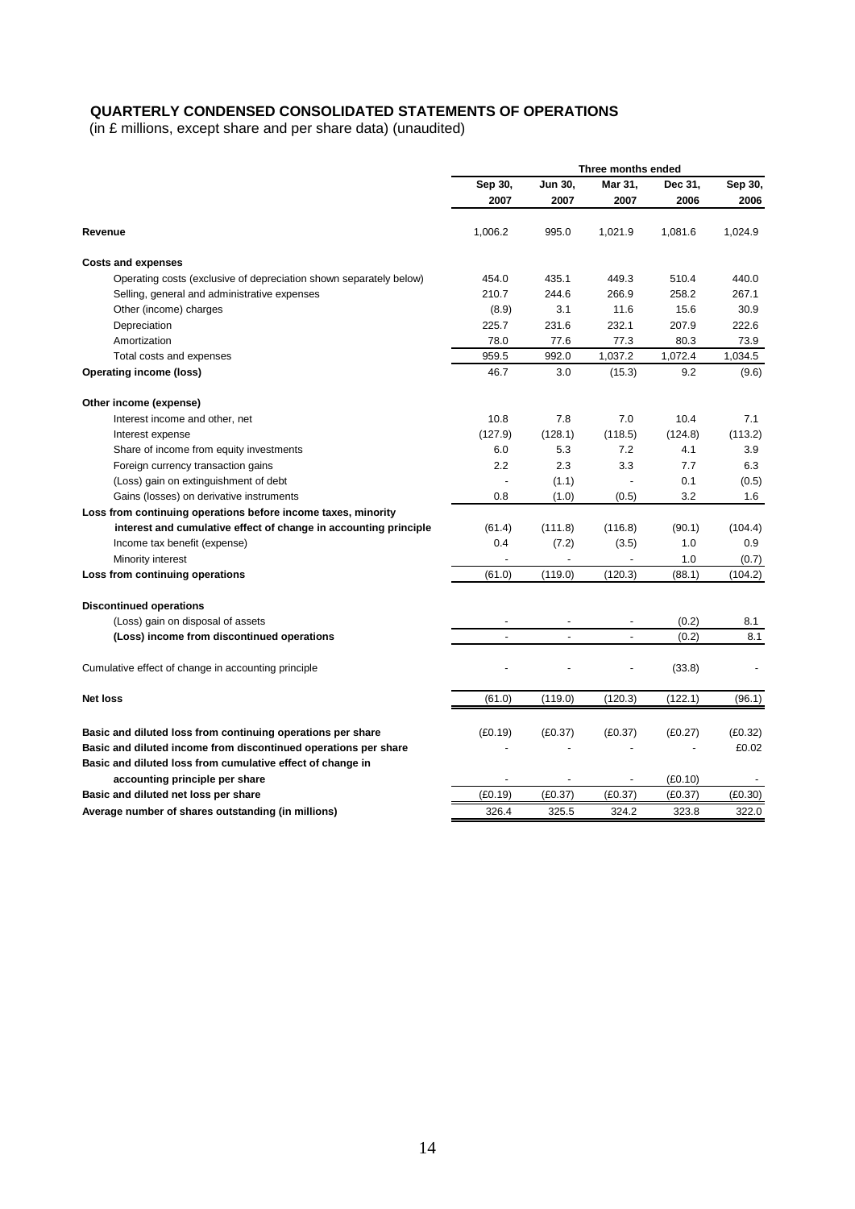## QUARTERLY CONDENSED CONSOLIDATED STATEMENTS OF OPERATIONS

(in £ millions, except share and per share data) (unaudited)

| | Three months ended | | | | |
|---|---|---|---|---|---|
| | Sep 30, 2007 | Jun 30, 2007 | Mar 31, 2007 | Dec 31, 2006 | Sep 30, 2006 |
| **Revenue** | 1,006.2 | 995.0 | 1,021.9 | 1,081.6 | 1,024.9 |
| **Costs and expenses** | | | | | |
| Operating costs (exclusive of depreciation shown separately below) | 454.0 | 435.1 | 449.3 | 510.4 | 440.0 |
| Selling, general and administrative expenses | 210.7 | 244.6 | 266.9 | 258.2 | 267.1 |
| Other (income) charges | (8.9) | 3.1 | 11.6 | 15.6 | 30.9 |
| Depreciation | 225.7 | 231.6 | 232.1 | 207.9 | 222.6 |
| Amortization | 78.0 | 77.6 | 77.3 | 80.3 | 73.9 |
| Total costs and expenses | 959.5 | 992.0 | 1,037.2 | 1,072.4 | 1,034.5 |
| **Operating income (loss)** | 46.7 | 3.0 | (15.3) | 9.2 | (9.6) |
| **Other income (expense)** | | | | | |
| Interest income and other, net | 10.8 | 7.8 | 7.0 | 10.4 | 7.1 |
| Interest expense | (127.9) | (128.1) | (118.5) | (124.8) | (113.2) |
| Share of income from equity investments | 6.0 | 5.3 | 7.2 | 4.1 | 3.9 |
| Foreign currency transaction gains | 2.2 | 2.3 | 3.3 | 7.7 | 6.3 |
| (Loss) gain on extinguishment of debt | - | (1.1) | - | 0.1 | (0.5) |
| Gains (losses) on derivative instruments | 0.8 | (1.0) | (0.5) | 3.2 | 1.6 |
| **Loss from continuing operations before income taxes, minority interest and cumulative effect of change in accounting principle** | (61.4) | (111.8) | (116.8) | (90.1) | (104.4) |
| Income tax benefit (expense) | 0.4 | (7.2) | (3.5) | 1.0 | 0.9 |
| Minority interest | - | - | - | 1.0 | (0.7) |
| **Loss from continuing operations** | (61.0) | (119.0) | (120.3) | (88.1) | (104.2) |
| **Discontinued operations** | | | | | |
| (Loss) gain on disposal of assets | - | - | - | (0.2) | 8.1 |
| **(Loss) income from discontinued operations** | - | - | - | (0.2) | 8.1 |
| Cumulative effect of change in accounting principle | - | - | - | (33.8) | - |
| **Net loss** | (61.0) | (119.0) | (120.3) | (122.1) | (96.1) |
| **Basic and diluted loss from continuing operations per share** | (£0.19) | (£0.37) | (£0.37) | (£0.27) | (£0.32) |
| **Basic and diluted income from discontinued operations per share** | - | - | - | - | £0.02 |
| **Basic and diluted loss from cumulative effect of change in accounting principle per share** | - | - | - | (£0.10) | - |
| **Basic and diluted net loss per share** | (£0.19) | (£0.37) | (£0.37) | (£0.37) | (£0.30) |
| **Average number of shares outstanding (in millions)** | 326.4 | 325.5 | 324.2 | 323.8 | 322.0 |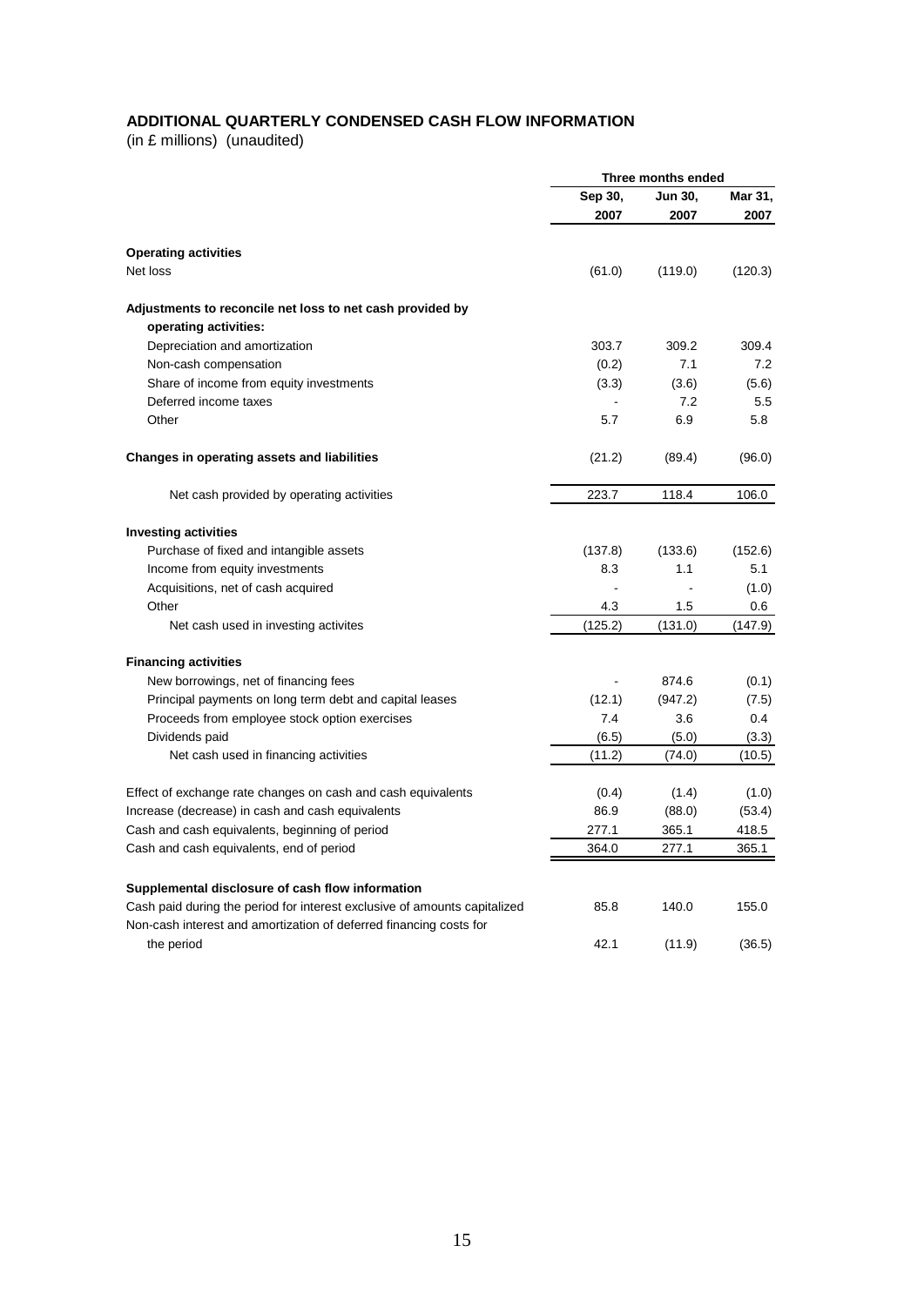## ADDITIONAL QUARTERLY CONDENSED CASH FLOW INFORMATION

(in £ millions) (unaudited)

| | Three months ended | | |
|---|---|---|---|
| | Sep 30, 2007 | Jun 30, 2007 | Mar 31, 2007 |
| **Operating activities** | | | |
| Net loss | (61.0) | (119.0) | (120.3) |
| **Adjustments to reconcile net loss to net cash provided by operating activities:** | | | |
| Depreciation and amortization | 303.7 | 309.2 | 309.4 |
| Non-cash compensation | (0.2) | 7.1 | 7.2 |
| Share of income from equity investments | (3.3) | (3.6) | (5.6) |
| Deferred income taxes | - | 7.2 | 5.5 |
| Other | 5.7 | 6.9 | 5.8 |
| **Changes in operating assets and liabilities** | (21.2) | (89.4) | (96.0) |
| Net cash provided by operating activities | 223.7 | 118.4 | 106.0 |
| **Investing activities** | | | |
| Purchase of fixed and intangible assets | (137.8) | (133.6) | (152.6) |
| Income from equity investments | 8.3 | 1.1 | 5.1 |
| Acquisitions, net of cash acquired | - | - | (1.0) |
| Other | 4.3 | 1.5 | 0.6 |
| Net cash used in investing activites | (125.2) | (131.0) | (147.9) |
| **Financing activities** | | | |
| New borrowings, net of financing fees | - | 874.6 | (0.1) |
| Principal payments on long term debt and capital leases | (12.1) | (947.2) | (7.5) |
| Proceeds from employee stock option exercises | 7.4 | 3.6 | 0.4 |
| Dividends paid | (6.5) | (5.0) | (3.3) |
| Net cash used in financing activities | (11.2) | (74.0) | (10.5) |
| Effect of exchange rate changes on cash and cash equivalents | (0.4) | (1.4) | (1.0) |
| Increase (decrease) in cash and cash equivalents | 86.9 | (88.0) | (53.4) |
| Cash and cash equivalents, beginning of period | 277.1 | 365.1 | 418.5 |
| Cash and cash equivalents, end of period | 364.0 | 277.1 | 365.1 |
| **Supplemental disclosure of cash flow information** | | | |
| Cash paid during the period for interest exclusive of amounts capitalized | 85.8 | 140.0 | 155.0 |
| Non-cash interest and amortization of deferred financing costs for the period | 42.1 | (11.9) | (36.5) |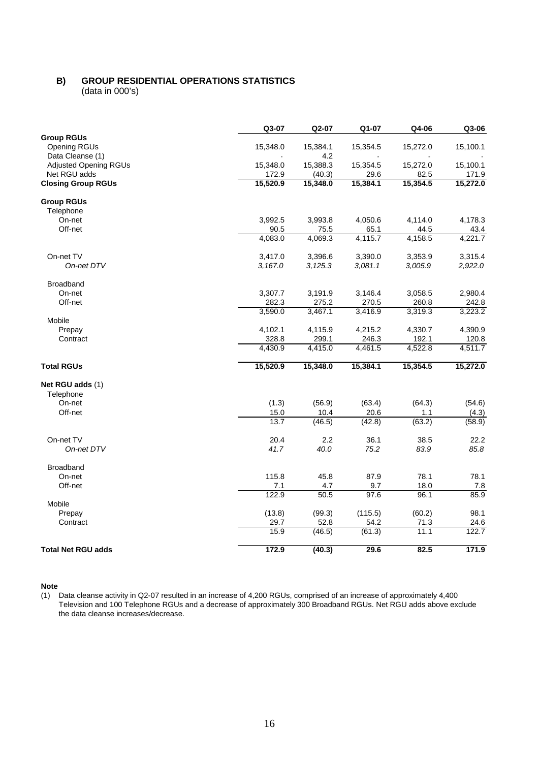## B) GROUP RESIDENTIAL OPERATIONS STATISTICS

(data in 000's)

| | Q3-07 | Q2-07 | Q1-07 | Q4-06 | Q3-06 |
|---|---|---|---|---|---|
| **Group RGUs** | | | | | |
| Opening RGUs | 15,348.0 | 15,384.1 | 15,354.5 | 15,272.0 | 15,100.1 |
| Data Cleanse (1) | - | 4.2 | - | - | - |
| Adjusted Opening RGUs | 15,348.0 | 15,388.3 | 15,354.5 | 15,272.0 | 15,100.1 |
| Net RGU adds | 172.9 | (40.3) | 29.6 | 82.5 | 171.9 |
| **Closing Group RGUs** | **15,520.9** | **15,348.0** | **15,384.1** | **15,354.5** | **15,272.0** |
| **Group RGUs** | | | | | |
| Telephone | | | | | |
| On-net | 3,992.5 | 3,993.8 | 4,050.6 | 4,114.0 | 4,178.3 |
| Off-net | 90.5 | 75.5 | 65.1 | 44.5 | 43.4 |
| | 4,083.0 | 4,069.3 | 4,115.7 | 4,158.5 | 4,221.7 |
| On-net TV | 3,417.0 | 3,396.6 | 3,390.0 | 3,353.9 | 3,315.4 |
| *On-net DTV* | *3,167.0* | *3,125.3* | *3,081.1* | *3,005.9* | *2,922.0* |
| Broadband | | | | | |
| On-net | 3,307.7 | 3,191.9 | 3,146.4 | 3,058.5 | 2,980.4 |
| Off-net | 282.3 | 275.2 | 270.5 | 260.8 | 242.8 |
| | 3,590.0 | 3,467.1 | 3,416.9 | 3,319.3 | 3,223.2 |
| Mobile | | | | | |
| Prepay | 4,102.1 | 4,115.9 | 4,215.2 | 4,330.7 | 4,390.9 |
| Contract | 328.8 | 299.1 | 246.3 | 192.1 | 120.8 |
| | 4,430.9 | 4,415.0 | 4,461.5 | 4,522.8 | 4,511.7 |
| **Total RGUs** | **15,520.9** | **15,348.0** | **15,384.1** | **15,354.5** | **15,272.0** |
| **Net RGU adds** (1) | | | | | |
| Telephone | | | | | |
| On-net | (1.3) | (56.9) | (63.4) | (64.3) | (54.6) |
| Off-net | 15.0 | 10.4 | 20.6 | 1.1 | (4.3) |
| | 13.7 | (46.5) | (42.8) | (63.2) | (58.9) |
| On-net TV | 20.4 | 2.2 | 36.1 | 38.5 | 22.2 |
| *On-net DTV* | *41.7* | *40.0* | *75.2* | *83.9* | *85.8* |
| Broadband | | | | | |
| On-net | 115.8 | 45.8 | 87.9 | 78.1 | 78.1 |
| Off-net | 7.1 | 4.7 | 9.7 | 18.0 | 7.8 |
| | 122.9 | 50.5 | 97.6 | 96.1 | 85.9 |
| Mobile | | | | | |
| Prepay | (13.8) | (99.3) | (115.5) | (60.2) | 98.1 |
| Contract | 29.7 | 52.8 | 54.2 | 71.3 | 24.6 |
| | 15.9 | (46.5) | (61.3) | 11.1 | 122.7 |
| **Total Net RGU adds** | **172.9** | **(40.3)** | **29.6** | **82.5** | **171.9** |

**Note**

(1) Data cleanse activity in Q2-07 resulted in an increase of 4,200 RGUs, comprised of an increase of approximately 4,400 Television and 100 Telephone RGUs and a decrease of approximately 300 Broadband RGUs. Net RGU adds above exclude the data cleanse increases/decrease.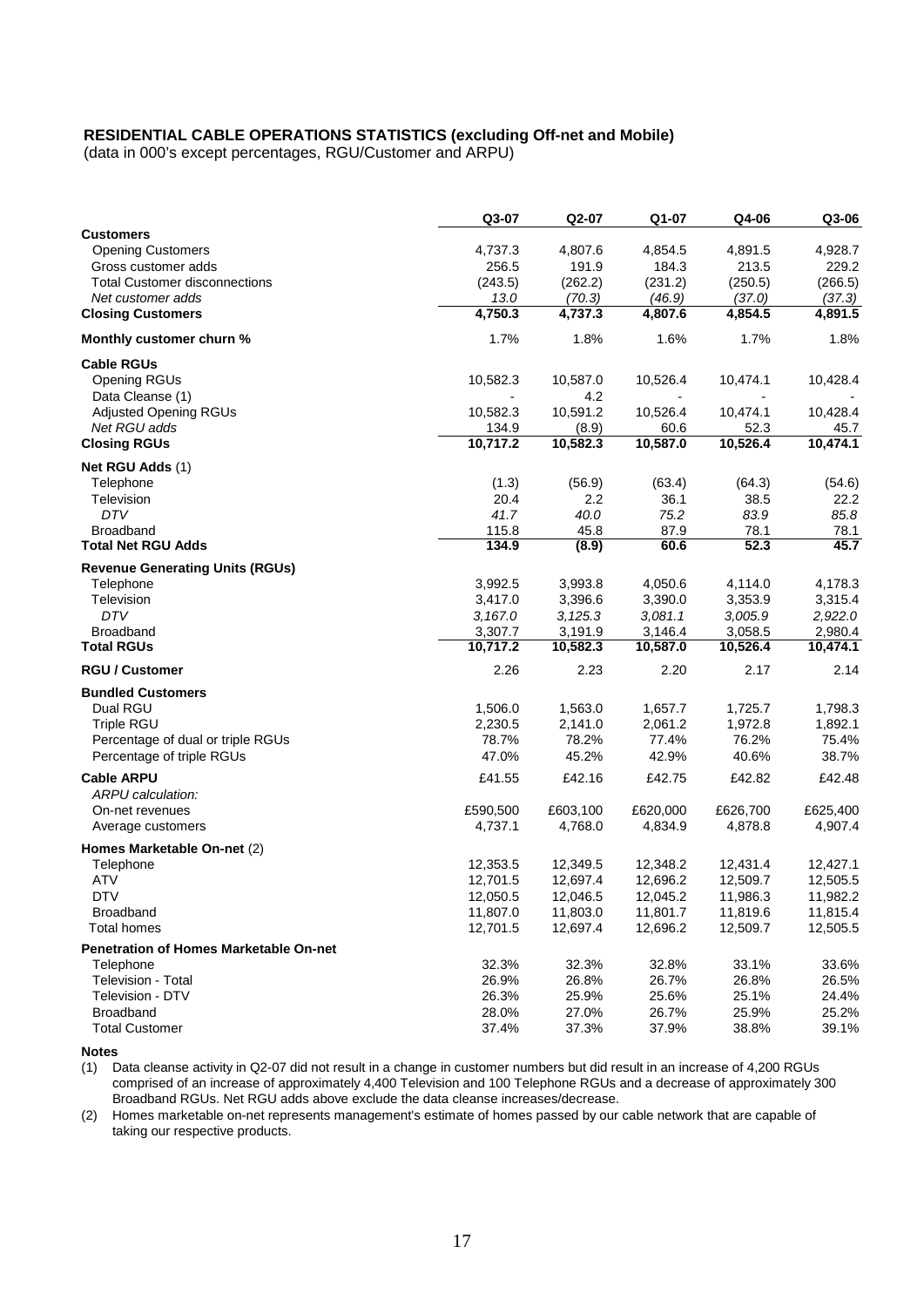**RESIDENTIAL CABLE OPERATIONS STATISTICS (excluding Off-net and Mobile)**
(data in 000's except percentages, RGU/Customer and ARPU)

| | Q3-07 | Q2-07 | Q1-07 | Q4-06 | Q3-06 |
|---|---|---|---|---|---|
| **Customers** | | | | | |
| Opening Customers | 4,737.3 | 4,807.6 | 4,854.5 | 4,891.5 | 4,928.7 |
| Gross customer adds | 256.5 | 191.9 | 184.3 | 213.5 | 229.2 |
| Total Customer disconnections | (243.5) | (262.2) | (231.2) | (250.5) | (266.5) |
| *Net customer adds* | *13.0* | *(70.3)* | *(46.9)* | *(37.0)* | *(37.3)* |
| **Closing Customers** | **4,750.3** | **4,737.3** | **4,807.6** | **4,854.5** | **4,891.5** |
| **Monthly customer churn %** | 1.7% | 1.8% | 1.6% | 1.7% | 1.8% |
| **Cable RGUs** | | | | | |
| Opening RGUs | 10,582.3 | 10,587.0 | 10,526.4 | 10,474.1 | 10,428.4 |
| Data Cleanse (1) | - | 4.2 | - | - | - |
| Adjusted Opening RGUs | 10,582.3 | 10,591.2 | 10,526.4 | 10,474.1 | 10,428.4 |
| *Net RGU adds* | 134.9 | (8.9) | 60.6 | 52.3 | 45.7 |
| **Closing RGUs** | **10,717.2** | **10,582.3** | **10,587.0** | **10,526.4** | **10,474.1** |
| **Net RGU Adds** (1) | | | | | |
| Telephone | (1.3) | (56.9) | (63.4) | (64.3) | (54.6) |
| Television | 20.4 | 2.2 | 36.1 | 38.5 | 22.2 |
| *DTV* | *41.7* | *40.0* | *75.2* | *83.9* | *85.8* |
| Broadband | 115.8 | 45.8 | 87.9 | 78.1 | 78.1 |
| **Total Net RGU Adds** | **134.9** | **(8.9)** | **60.6** | **52.3** | **45.7** |
| **Revenue Generating Units (RGUs)** | | | | | |
| Telephone | 3,992.5 | 3,993.8 | 4,050.6 | 4,114.0 | 4,178.3 |
| Television | 3,417.0 | 3,396.6 | 3,390.0 | 3,353.9 | 3,315.4 |
| *DTV* | *3,167.0* | *3,125.3* | *3,081.1* | *3,005.9* | *2,922.0* |
| Broadband | 3,307.7 | 3,191.9 | 3,146.4 | 3,058.5 | 2,980.4 |
| **Total RGUs** | **10,717.2** | **10,582.3** | **10,587.0** | **10,526.4** | **10,474.1** |
| **RGU / Customer** | 2.26 | 2.23 | 2.20 | 2.17 | 2.14 |
| **Bundled Customers** | | | | | |
| Dual RGU | 1,506.0 | 1,563.0 | 1,657.7 | 1,725.7 | 1,798.3 |
| Triple RGU | 2,230.5 | 2,141.0 | 2,061.2 | 1,972.8 | 1,892.1 |
| Percentage of dual or triple RGUs | 78.7% | 78.2% | 77.4% | 76.2% | 75.4% |
| Percentage of triple RGUs | 47.0% | 45.2% | 42.9% | 40.6% | 38.7% |
| **Cable ARPU** | £41.55 | £42.16 | £42.75 | £42.82 | £42.48 |
| *ARPU calculation:* | | | | | |
| On-net revenues | £590,500 | £603,100 | £620,000 | £626,700 | £625,400 |
| Average customers | 4,737.1 | 4,768.0 | 4,834.9 | 4,878.8 | 4,907.4 |
| **Homes Marketable On-net** (2) | | | | | |
| Telephone | 12,353.5 | 12,349.5 | 12,348.2 | 12,431.4 | 12,427.1 |
| ATV | 12,701.5 | 12,697.4 | 12,696.2 | 12,509.7 | 12,505.5 |
| DTV | 12,050.5 | 12,046.5 | 12,045.2 | 11,986.3 | 11,982.2 |
| Broadband | 11,807.0 | 11,803.0 | 11,801.7 | 11,819.6 | 11,815.4 |
| Total homes | 12,701.5 | 12,697.4 | 12,696.2 | 12,509.7 | 12,505.5 |
| **Penetration of Homes Marketable On-net** | | | | | |
| Telephone | 32.3% | 32.3% | 32.8% | 33.1% | 33.6% |
| Television - Total | 26.9% | 26.8% | 26.7% | 26.8% | 26.5% |
| Television - DTV | 26.3% | 25.9% | 25.6% | 25.1% | 24.4% |
| Broadband | 28.0% | 27.0% | 26.7% | 25.9% | 25.2% |
| Total Customer | 37.4% | 37.3% | 37.9% | 38.8% | 39.1% |

**Notes**

(1) Data cleanse activity in Q2-07 did not result in a change in customer numbers but did result in an increase of 4,200 RGUs comprised of an increase of approximately 4,400 Television and 100 Telephone RGUs and a decrease of approximately 300 Broadband RGUs. Net RGU adds above exclude the data cleanse increases/decrease.

(2) Homes marketable on-net represents management's estimate of homes passed by our cable network that are capable of taking our respective products.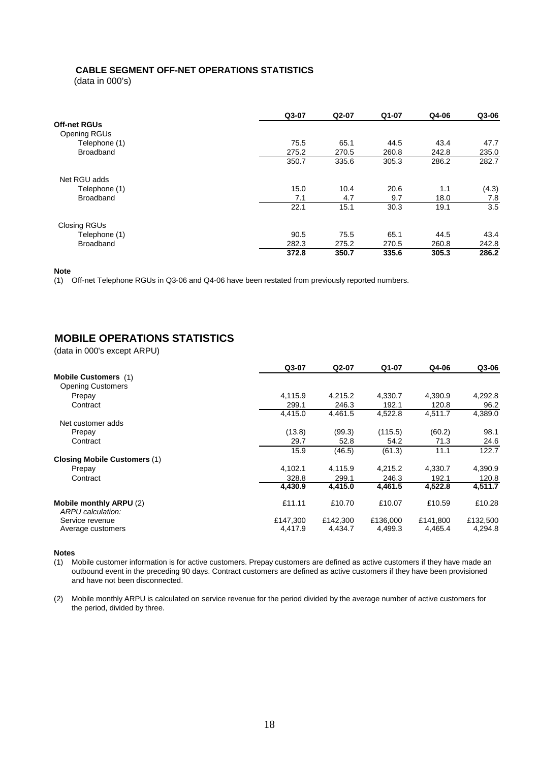## CABLE SEGMENT OFF-NET OPERATIONS STATISTICS

(data in 000's)

| | Q3-07 | Q2-07 | Q1-07 | Q4-06 | Q3-06 |
|---|---|---|---|---|---|
| **Off-net RGUs** | | | | | |
| Opening RGUs | | | | | |
| Telephone (1) | 75.5 | 65.1 | 44.5 | 43.4 | 47.7 |
| Broadband | 275.2 | 270.5 | 260.8 | 242.8 | 235.0 |
| | 350.7 | 335.6 | 305.3 | 286.2 | 282.7 |
| Net RGU adds | | | | | |
| Telephone (1) | 15.0 | 10.4 | 20.6 | 1.1 | (4.3) |
| Broadband | 7.1 | 4.7 | 9.7 | 18.0 | 7.8 |
| | 22.1 | 15.1 | 30.3 | 19.1 | 3.5 |
| Closing RGUs | | | | | |
| Telephone (1) | 90.5 | 75.5 | 65.1 | 44.5 | 43.4 |
| Broadband | 282.3 | 275.2 | 270.5 | 260.8 | 242.8 |
| | **372.8** | **350.7** | **335.6** | **305.3** | **286.2** |

**Note**

(1) Off-net Telephone RGUs in Q3-06 and Q4-06 have been restated from previously reported numbers.

## MOBILE OPERATIONS STATISTICS

(data in 000's except ARPU)

| | Q3-07 | Q2-07 | Q1-07 | Q4-06 | Q3-06 |
|---|---|---|---|---|---|
| **Mobile Customers** (1) | | | | | |
| Opening Customers | | | | | |
| Prepay | 4,115.9 | 4,215.2 | 4,330.7 | 4,390.9 | 4,292.8 |
| Contract | 299.1 | 246.3 | 192.1 | 120.8 | 96.2 |
| | 4,415.0 | 4,461.5 | 4,522.8 | 4,511.7 | 4,389.0 |
| Net customer adds | | | | | |
| Prepay | (13.8) | (99.3) | (115.5) | (60.2) | 98.1 |
| Contract | 29.7 | 52.8 | 54.2 | 71.3 | 24.6 |
| | 15.9 | (46.5) | (61.3) | 11.1 | 122.7 |
| **Closing Mobile Customers** (1) | | | | | |
| Prepay | 4,102.1 | 4,115.9 | 4,215.2 | 4,330.7 | 4,390.9 |
| Contract | 328.8 | 299.1 | 246.3 | 192.1 | 120.8 |
| | **4,430.9** | **4,415.0** | **4,461.5** | **4,522.8** | **4,511.7** |
| **Mobile monthly ARPU** (2) | £11.11 | £10.70 | £10.07 | £10.59 | £10.28 |
| *ARPU calculation:* | | | | | |
| Service revenue | £147,300 | £142,300 | £136,000 | £141,800 | £132,500 |
| Average customers | 4,417.9 | 4,434.7 | 4,499.3 | 4,465.4 | 4,294.8 |

**Notes**

(1) Mobile customer information is for active customers. Prepay customers are defined as active customers if they have made an outbound event in the preceding 90 days. Contract customers are defined as active customers if they have been provisioned and have not been disconnected.

(2) Mobile monthly ARPU is calculated on service revenue for the period divided by the average number of active customers for the period, divided by three.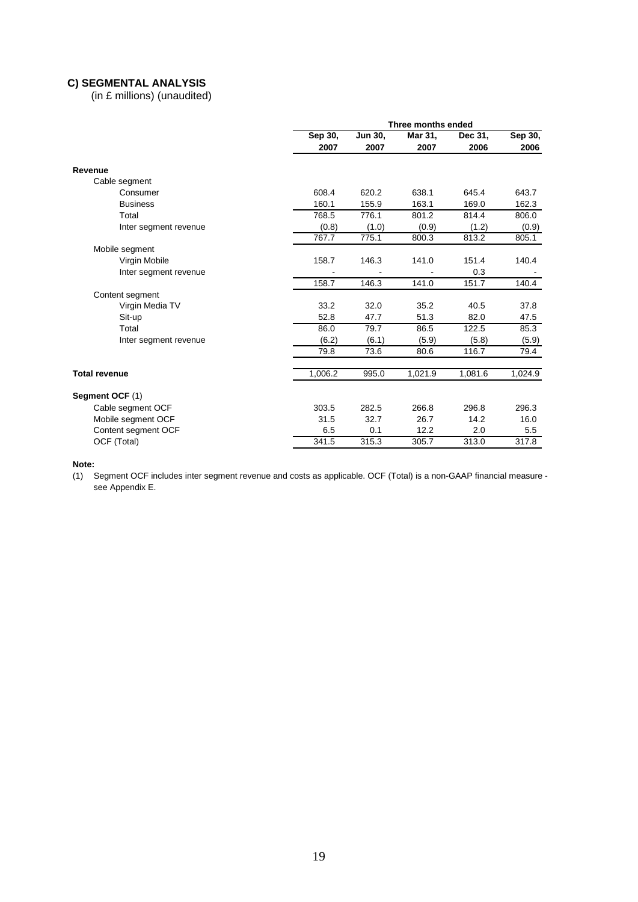### C) SEGMENTAL ANALYSIS

(in £ millions) (unaudited)

| | Three months ended | | | | |
|---|---|---|---|---|---|
| | Sep 30, 2007 | Jun 30, 2007 | Mar 31, 2007 | Dec 31, 2006 | Sep 30, 2006 |
| **Revenue** | | | | | |
| Cable segment | | | | | |
| Consumer | 608.4 | 620.2 | 638.1 | 645.4 | 643.7 |
| Business | 160.1 | 155.9 | 163.1 | 169.0 | 162.3 |
| Total | 768.5 | 776.1 | 801.2 | 814.4 | 806.0 |
| Inter segment revenue | (0.8) | (1.0) | (0.9) | (1.2) | (0.9) |
| | 767.7 | 775.1 | 800.3 | 813.2 | 805.1 |
| Mobile segment | | | | | |
| Virgin Mobile | 158.7 | 146.3 | 141.0 | 151.4 | 140.4 |
| Inter segment revenue | - | - | - | 0.3 | - |
| | 158.7 | 146.3 | 141.0 | 151.7 | 140.4 |
| Content segment | | | | | |
| Virgin Media TV | 33.2 | 32.0 | 35.2 | 40.5 | 37.8 |
| Sit-up | 52.8 | 47.7 | 51.3 | 82.0 | 47.5 |
| Total | 86.0 | 79.7 | 86.5 | 122.5 | 85.3 |
| Inter segment revenue | (6.2) | (6.1) | (5.9) | (5.8) | (5.9) |
| | 79.8 | 73.6 | 80.6 | 116.7 | 79.4 |
| **Total revenue** | 1,006.2 | 995.0 | 1,021.9 | 1,081.6 | 1,024.9 |
| **Segment OCF** (1) | | | | | |
| Cable segment OCF | 303.5 | 282.5 | 266.8 | 296.8 | 296.3 |
| Mobile segment OCF | 31.5 | 32.7 | 26.7 | 14.2 | 16.0 |
| Content segment OCF | 6.5 | 0.1 | 12.2 | 2.0 | 5.5 |
| OCF (Total) | 341.5 | 315.3 | 305.7 | 313.0 | 317.8 |

**Note:**

(1) Segment OCF includes inter segment revenue and costs as applicable. OCF (Total) is a non-GAAP financial measure - see Appendix E.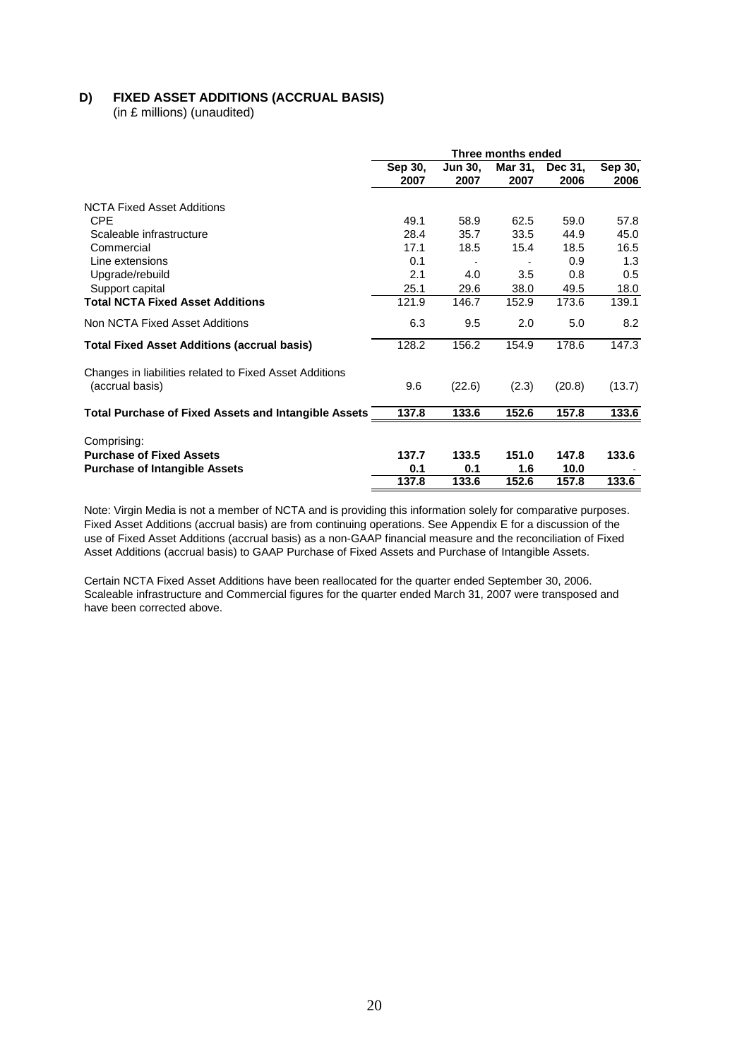## D) FIXED ASSET ADDITIONS (ACCRUAL BASIS)

(in £ millions) (unaudited)

| | Three months ended | | | | |
|---|---|---|---|---|---|
| | Sep 30, 2007 | Jun 30, 2007 | Mar 31, 2007 | Dec 31, 2006 | Sep 30, 2006 |
| NCTA Fixed Asset Additions | | | | | |
| CPE | 49.1 | 58.9 | 62.5 | 59.0 | 57.8 |
| Scaleable infrastructure | 28.4 | 35.7 | 33.5 | 44.9 | 45.0 |
| Commercial | 17.1 | 18.5 | 15.4 | 18.5 | 16.5 |
| Line extensions | 0.1 | - | - | 0.9 | 1.3 |
| Upgrade/rebuild | 2.1 | 4.0 | 3.5 | 0.8 | 0.5 |
| Support capital | 25.1 | 29.6 | 38.0 | 49.5 | 18.0 |
| **Total NCTA Fixed Asset Additions** | 121.9 | 146.7 | 152.9 | 173.6 | 139.1 |
| Non NCTA Fixed Asset Additions | 6.3 | 9.5 | 2.0 | 5.0 | 8.2 |
| **Total Fixed Asset Additions (accrual basis)** | 128.2 | 156.2 | 154.9 | 178.6 | 147.3 |
| Changes in liabilities related to Fixed Asset Additions (accrual basis) | 9.6 | (22.6) | (2.3) | (20.8) | (13.7) |
| **Total Purchase of Fixed Assets and Intangible Assets** | **137.8** | **133.6** | **152.6** | **157.8** | **133.6** |
| Comprising: | | | | | |
| **Purchase of Fixed Assets** | **137.7** | **133.5** | **151.0** | **147.8** | **133.6** |
| **Purchase of Intangible Assets** | **0.1** | **0.1** | **1.6** | **10.0** | - |
| | **137.8** | **133.6** | **152.6** | **157.8** | **133.6** |

Note: Virgin Media is not a member of NCTA and is providing this information solely for comparative purposes. Fixed Asset Additions (accrual basis) are from continuing operations. See Appendix E for a discussion of the use of Fixed Asset Additions (accrual basis) as a non-GAAP financial measure and the reconciliation of Fixed Asset Additions (accrual basis) to GAAP Purchase of Fixed Assets and Purchase of Intangible Assets.

Certain NCTA Fixed Asset Additions have been reallocated for the quarter ended September 30, 2006. Scaleable infrastructure and Commercial figures for the quarter ended March 31, 2007 were transposed and have been corrected above.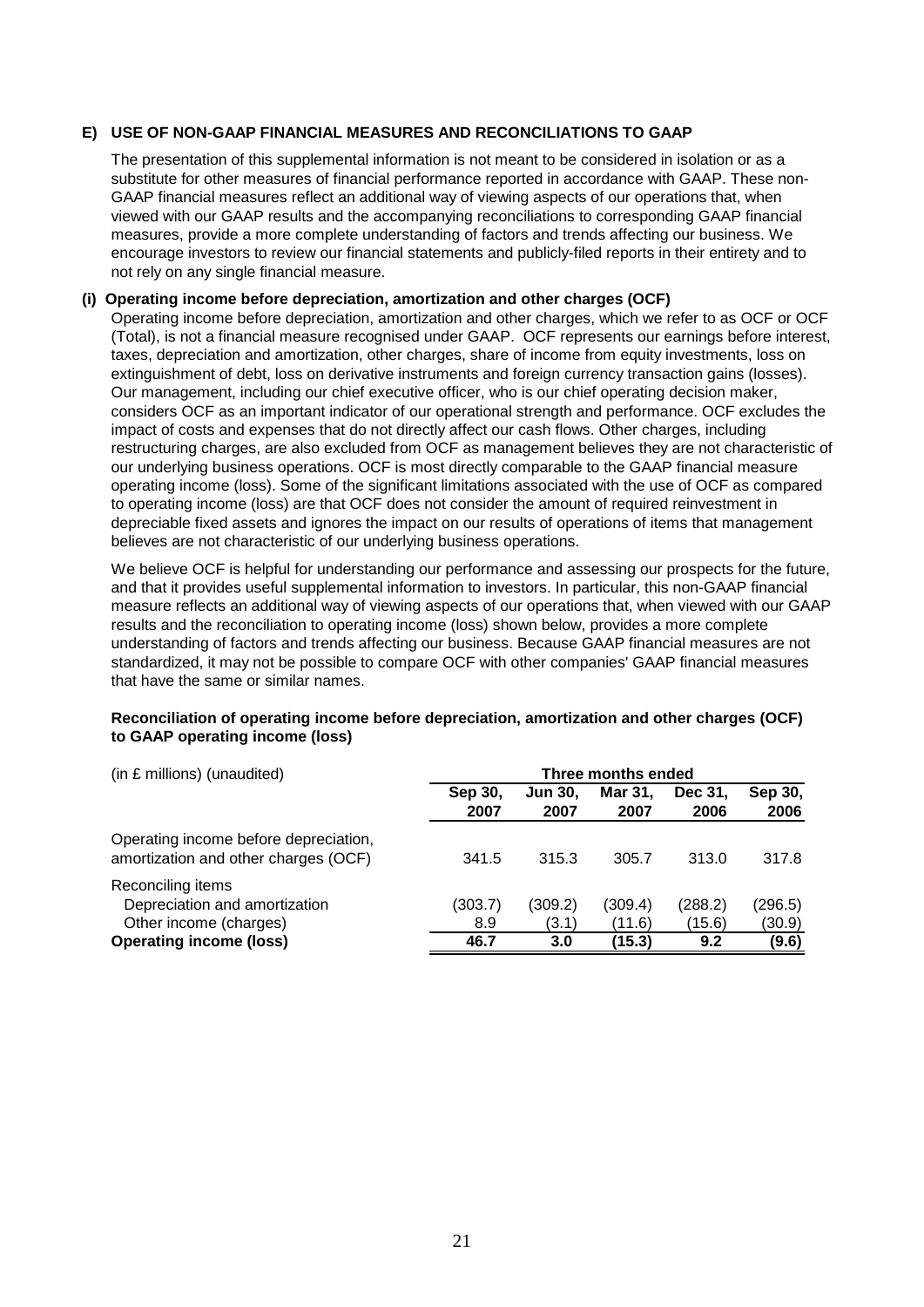## E) USE OF NON-GAAP FINANCIAL MEASURES AND RECONCILIATIONS TO GAAP

The presentation of this supplemental information is not meant to be considered in isolation or as a substitute for other measures of financial performance reported in accordance with GAAP. These non-GAAP financial measures reflect an additional way of viewing aspects of our operations that, when viewed with our GAAP results and the accompanying reconciliations to corresponding GAAP financial measures, provide a more complete understanding of factors and trends affecting our business. We encourage investors to review our financial statements and publicly-filed reports in their entirety and to not rely on any single financial measure.

### (i) Operating income before depreciation, amortization and other charges (OCF)

Operating income before depreciation, amortization and other charges, which we refer to as OCF or OCF (Total), is not a financial measure recognised under GAAP. OCF represents our earnings before interest, taxes, depreciation and amortization, other charges, share of income from equity investments, loss on extinguishment of debt, loss on derivative instruments and foreign currency transaction gains (losses). Our management, including our chief executive officer, who is our chief operating decision maker, considers OCF as an important indicator of our operational strength and performance. OCF excludes the impact of costs and expenses that do not directly affect our cash flows. Other charges, including restructuring charges, are also excluded from OCF as management believes they are not characteristic of our underlying business operations. OCF is most directly comparable to the GAAP financial measure operating income (loss). Some of the significant limitations associated with the use of OCF as compared to operating income (loss) are that OCF does not consider the amount of required reinvestment in depreciable fixed assets and ignores the impact on our results of operations of items that management believes are not characteristic of our underlying business operations.

We believe OCF is helpful for understanding our performance and assessing our prospects for the future, and that it provides useful supplemental information to investors. In particular, this non-GAAP financial measure reflects an additional way of viewing aspects of our operations that, when viewed with our GAAP results and the reconciliation to operating income (loss) shown below, provides a more complete understanding of factors and trends affecting our business. Because GAAP financial measures are not standardized, it may not be possible to compare OCF with other companies' GAAP financial measures that have the same or similar names.

**Reconciliation of operating income before depreciation, amortization and other charges (OCF) to GAAP operating income (loss)**

| (in £ millions) (unaudited) | Three months ended | | | | |
|---|---|---|---|---|---|
| | **Sep 30, 2007** | **Jun 30, 2007** | **Mar 31, 2007** | **Dec 31, 2006** | **Sep 30, 2006** |
| Operating income before depreciation, amortization and other charges (OCF) | 341.5 | 315.3 | 305.7 | 313.0 | 317.8 |
| Reconciling items | | | | | |
| Depreciation and amortization | (303.7) | (309.2) | (309.4) | (288.2) | (296.5) |
| Other income (charges) | 8.9 | (3.1) | (11.6) | (15.6) | (30.9) |
| **Operating income (loss)** | **46.7** | **3.0** | **(15.3)** | **9.2** | **(9.6)** |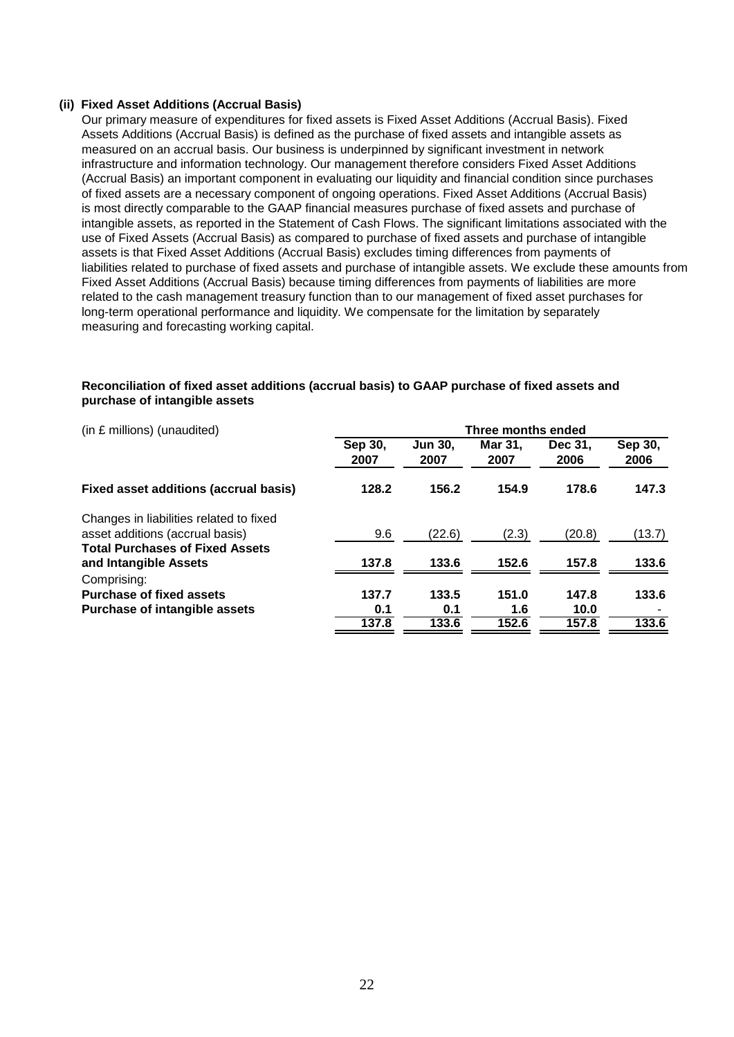#### (ii) Fixed Asset Additions (Accrual Basis)

Our primary measure of expenditures for fixed assets is Fixed Asset Additions (Accrual Basis). Fixed Assets Additions (Accrual Basis) is defined as the purchase of fixed assets and intangible assets as measured on an accrual basis. Our business is underpinned by significant investment in network infrastructure and information technology. Our management therefore considers Fixed Asset Additions (Accrual Basis) an important component in evaluating our liquidity and financial condition since purchases of fixed assets are a necessary component of ongoing operations. Fixed Asset Additions (Accrual Basis) is most directly comparable to the GAAP financial measures purchase of fixed assets and purchase of intangible assets, as reported in the Statement of Cash Flows. The significant limitations associated with the use of Fixed Assets (Accrual Basis) as compared to purchase of fixed assets and purchase of intangible assets is that Fixed Asset Additions (Accrual Basis) excludes timing differences from payments of liabilities related to purchase of fixed assets and purchase of intangible assets. We exclude these amounts from Fixed Asset Additions (Accrual Basis) because timing differences from payments of liabilities are more related to the cash management treasury function than to our management of fixed asset purchases for long-term operational performance and liquidity. We compensate for the limitation by separately measuring and forecasting working capital.

**Reconciliation of fixed asset additions (accrual basis) to GAAP purchase of fixed assets and purchase of intangible assets**

| (in £ millions) (unaudited) | Three months ended | | | | |
|---|---|---|---|---|---|
| | **Sep 30, 2007** | **Jun 30, 2007** | **Mar 31, 2007** | **Dec 31, 2006** | **Sep 30, 2006** |
| **Fixed asset additions (accrual basis)** | **128.2** | **156.2** | **154.9** | **178.6** | **147.3** |
| Changes in liabilities related to fixed asset additions (accrual basis) | 9.6 | (22.6) | (2.3) | (20.8) | (13.7) |
| **Total Purchases of Fixed Assets and Intangible Assets** | **137.8** | **133.6** | **152.6** | **157.8** | **133.6** |
| Comprising: | | | | | |
| **Purchase of fixed assets** | **137.7** | **133.5** | **151.0** | **147.8** | **133.6** |
| **Purchase of intangible assets** | **0.1** | **0.1** | **1.6** | **10.0** | - |
| | **137.8** | **133.6** | **152.6** | **157.8** | **133.6** |